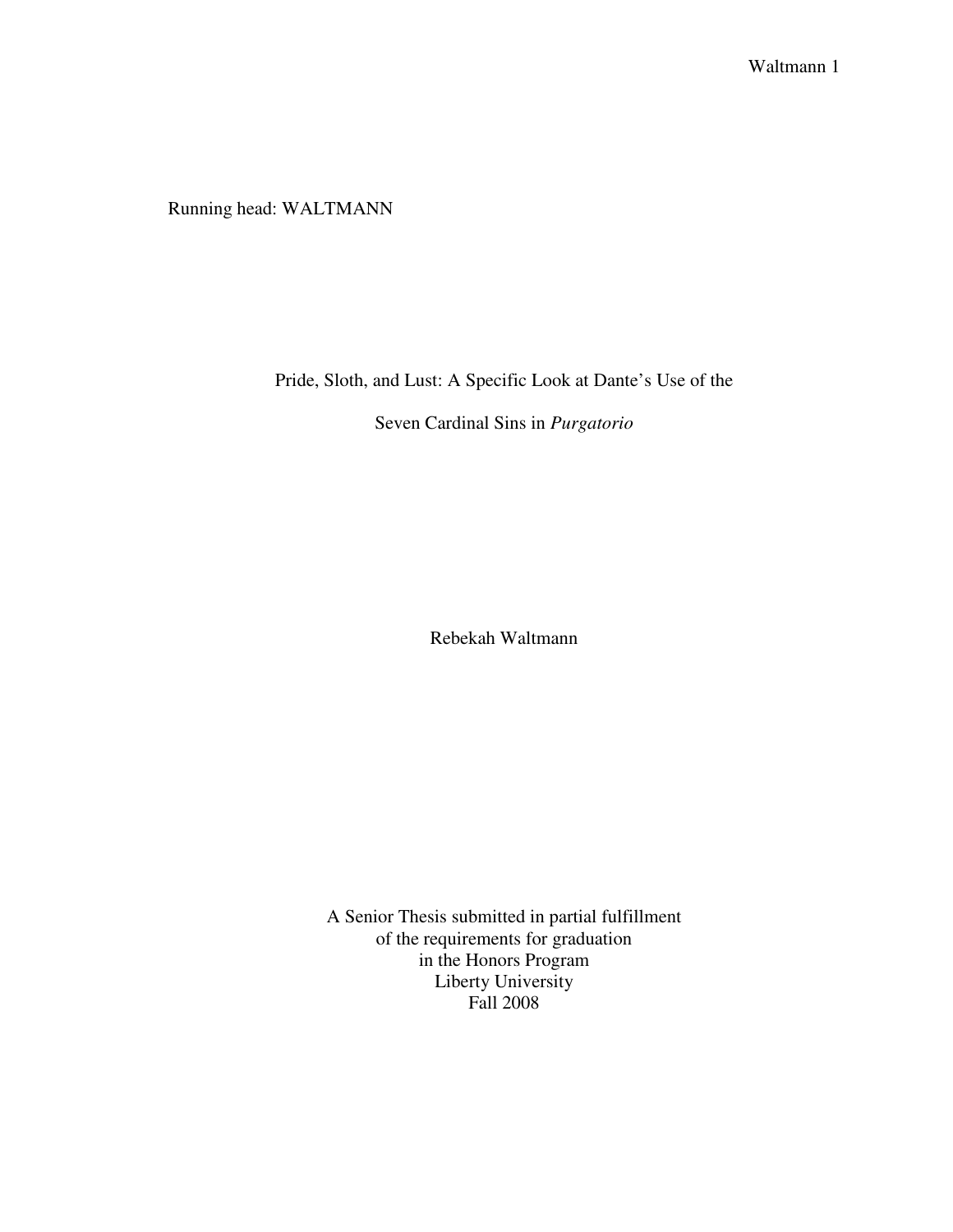Running head: WALTMANN

# Pride, Sloth, and Lust: A Specific Look at Dante's Use of the Seven Cardinal Sins in *Purgatorio*

Rebekah Waltmann

A Senior Thesis submitted in partial fulfillment
of the requirements for graduation
in the Honors Program
Liberty University
Fall 2008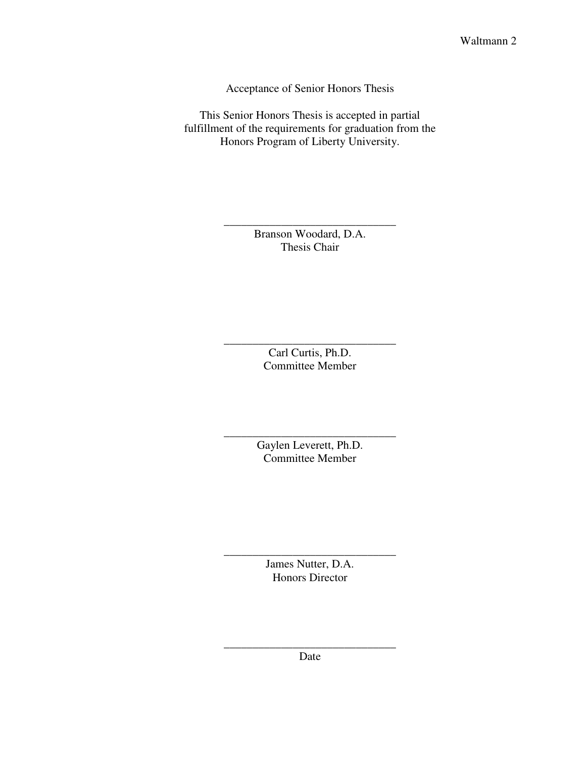Acceptance of Senior Honors Thesis

This Senior Honors Thesis is accepted in partial fulfillment of the requirements for graduation from the Honors Program of Liberty University.

______________________________
Branson Woodard, D.A.
Thesis Chair

______________________________
Carl Curtis, Ph.D.
Committee Member

______________________________
Gaylen Leverett, Ph.D.
Committee Member

______________________________
James Nutter, D.A.
Honors Director

______________________________
Date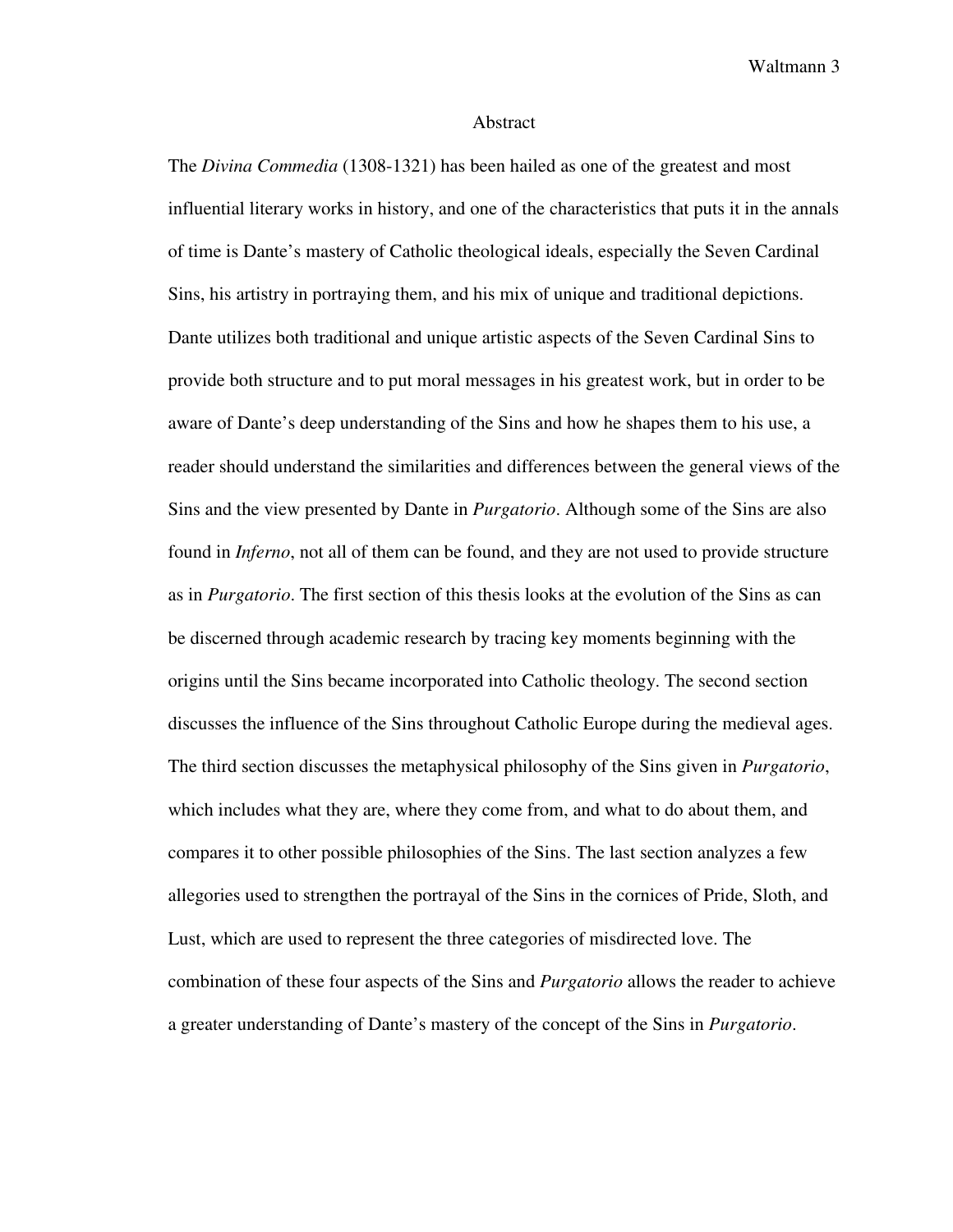# Abstract

The *Divina Commedia* (1308-1321) has been hailed as one of the greatest and most influential literary works in history, and one of the characteristics that puts it in the annals of time is Dante's mastery of Catholic theological ideals, especially the Seven Cardinal Sins, his artistry in portraying them, and his mix of unique and traditional depictions. Dante utilizes both traditional and unique artistic aspects of the Seven Cardinal Sins to provide both structure and to put moral messages in his greatest work, but in order to be aware of Dante's deep understanding of the Sins and how he shapes them to his use, a reader should understand the similarities and differences between the general views of the Sins and the view presented by Dante in *Purgatorio*. Although some of the Sins are also found in *Inferno*, not all of them can be found, and they are not used to provide structure as in *Purgatorio*. The first section of this thesis looks at the evolution of the Sins as can be discerned through academic research by tracing key moments beginning with the origins until the Sins became incorporated into Catholic theology. The second section discusses the influence of the Sins throughout Catholic Europe during the medieval ages. The third section discusses the metaphysical philosophy of the Sins given in *Purgatorio*, which includes what they are, where they come from, and what to do about them, and compares it to other possible philosophies of the Sins. The last section analyzes a few allegories used to strengthen the portrayal of the Sins in the cornices of Pride, Sloth, and Lust, which are used to represent the three categories of misdirected love. The combination of these four aspects of the Sins and *Purgatorio* allows the reader to achieve a greater understanding of Dante's mastery of the concept of the Sins in *Purgatorio*.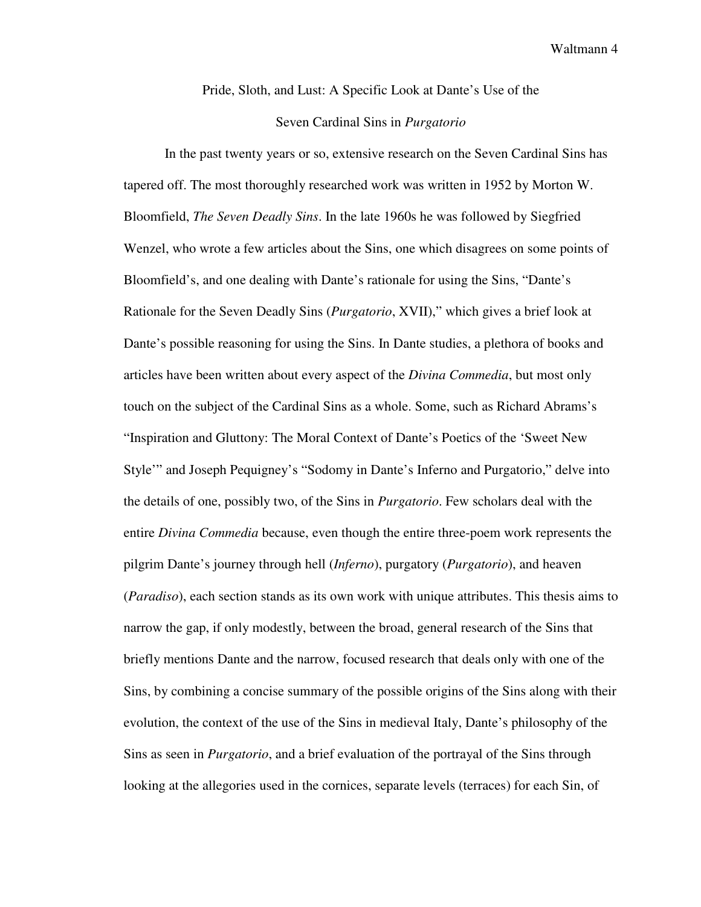# Pride, Sloth, and Lust: A Specific Look at Dante's Use of the Seven Cardinal Sins in *Purgatorio*

In the past twenty years or so, extensive research on the Seven Cardinal Sins has tapered off. The most thoroughly researched work was written in 1952 by Morton W. Bloomfield, *The Seven Deadly Sins*. In the late 1960s he was followed by Siegfried Wenzel, who wrote a few articles about the Sins, one which disagrees on some points of Bloomfield's, and one dealing with Dante's rationale for using the Sins, "Dante's Rationale for the Seven Deadly Sins (*Purgatorio*, XVII)," which gives a brief look at Dante's possible reasoning for using the Sins. In Dante studies, a plethora of books and articles have been written about every aspect of the *Divina Commedia*, but most only touch on the subject of the Cardinal Sins as a whole. Some, such as Richard Abrams's "Inspiration and Gluttony: The Moral Context of Dante's Poetics of the 'Sweet New Style'" and Joseph Pequigney's "Sodomy in Dante's Inferno and Purgatorio," delve into the details of one, possibly two, of the Sins in *Purgatorio*. Few scholars deal with the entire *Divina Commedia* because, even though the entire three-poem work represents the pilgrim Dante's journey through hell (*Inferno*), purgatory (*Purgatorio*), and heaven (*Paradiso*), each section stands as its own work with unique attributes. This thesis aims to narrow the gap, if only modestly, between the broad, general research of the Sins that briefly mentions Dante and the narrow, focused research that deals only with one of the Sins, by combining a concise summary of the possible origins of the Sins along with their evolution, the context of the use of the Sins in medieval Italy, Dante's philosophy of the Sins as seen in *Purgatorio*, and a brief evaluation of the portrayal of the Sins through looking at the allegories used in the cornices, separate levels (terraces) for each Sin, of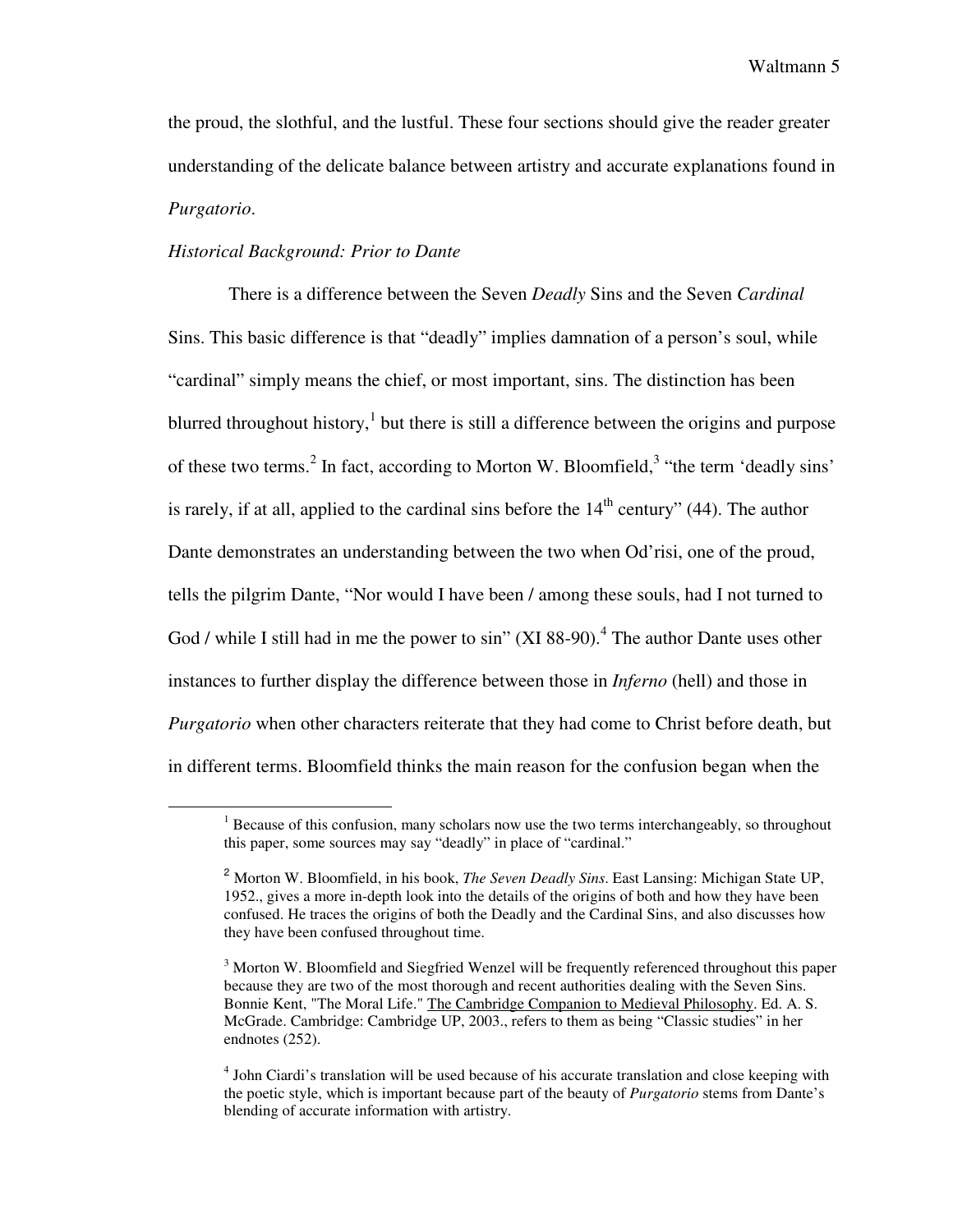the proud, the slothful, and the lustful. These four sections should give the reader greater understanding of the delicate balance between artistry and accurate explanations found in *Purgatorio*.

*Historical Background: Prior to Dante*

There is a difference between the Seven *Deadly* Sins and the Seven *Cardinal* Sins. This basic difference is that "deadly" implies damnation of a person's soul, while "cardinal" simply means the chief, or most important, sins. The distinction has been blurred throughout history,[1] but there is still a difference between the origins and purpose of these two terms.[2] In fact, according to Morton W. Bloomfield,[3] "the term 'deadly sins' is rarely, if at all, applied to the cardinal sins before the 14th century" (44). The author Dante demonstrates an understanding between the two when Od'risi, one of the proud, tells the pilgrim Dante, "Nor would I have been / among these souls, had I not turned to God / while I still had in me the power to sin" (XI 88-90).[4] The author Dante uses other instances to further display the difference between those in *Inferno* (hell) and those in *Purgatorio* when other characters reiterate that they had come to Christ before death, but in different terms. Bloomfield thinks the main reason for the confusion began when the

---

[1] Because of this confusion, many scholars now use the two terms interchangeably, so throughout this paper, some sources may say "deadly" in place of "cardinal."

[2] Morton W. Bloomfield, in his book, *The Seven Deadly Sins*. East Lansing: Michigan State UP, 1952., gives a more in-depth look into the details of the origins of both and how they have been confused. He traces the origins of both the Deadly and the Cardinal Sins, and also discusses how they have been confused throughout time.

[3] Morton W. Bloomfield and Siegfried Wenzel will be frequently referenced throughout this paper because they are two of the most thorough and recent authorities dealing with the Seven Sins. Bonnie Kent, "The Moral Life." The Cambridge Companion to Medieval Philosophy. Ed. A. S. McGrade. Cambridge: Cambridge UP, 2003., refers to them as being "Classic studies" in her endnotes (252).

[4] John Ciardi's translation will be used because of his accurate translation and close keeping with the poetic style, which is important because part of the beauty of *Purgatorio* stems from Dante's blending of accurate information with artistry.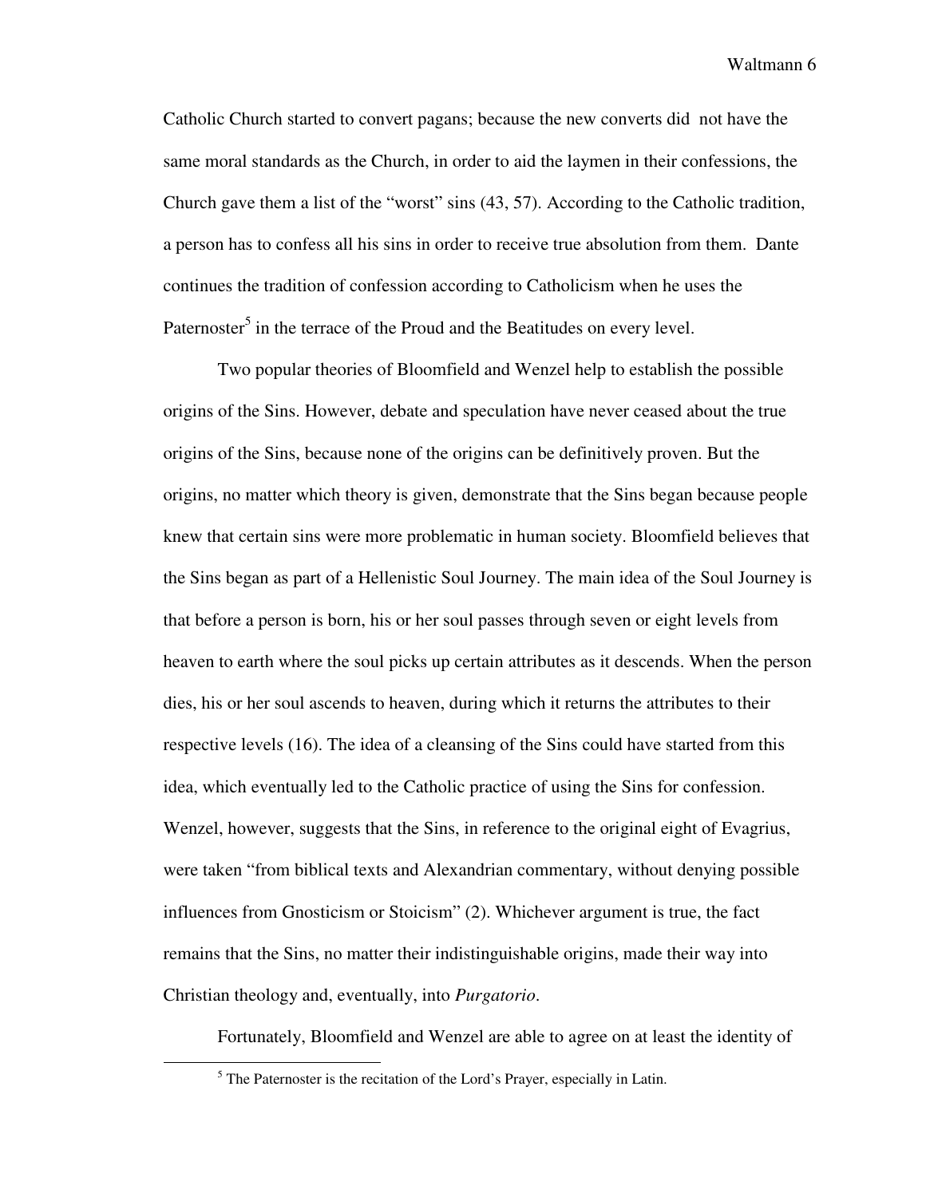Catholic Church started to convert pagans; because the new converts did not have the same moral standards as the Church, in order to aid the laymen in their confessions, the Church gave them a list of the "worst" sins (43, 57). According to the Catholic tradition, a person has to confess all his sins in order to receive true absolution from them. Dante continues the tradition of confession according to Catholicism when he uses the Paternoster[5] in the terrace of the Proud and the Beatitudes on every level.

Two popular theories of Bloomfield and Wenzel help to establish the possible origins of the Sins. However, debate and speculation have never ceased about the true origins of the Sins, because none of the origins can be definitively proven. But the origins, no matter which theory is given, demonstrate that the Sins began because people knew that certain sins were more problematic in human society. Bloomfield believes that the Sins began as part of a Hellenistic Soul Journey. The main idea of the Soul Journey is that before a person is born, his or her soul passes through seven or eight levels from heaven to earth where the soul picks up certain attributes as it descends. When the person dies, his or her soul ascends to heaven, during which it returns the attributes to their respective levels (16). The idea of a cleansing of the Sins could have started from this idea, which eventually led to the Catholic practice of using the Sins for confession. Wenzel, however, suggests that the Sins, in reference to the original eight of Evagrius, were taken "from biblical texts and Alexandrian commentary, without denying possible influences from Gnosticism or Stoicism" (2). Whichever argument is true, the fact remains that the Sins, no matter their indistinguishable origins, made their way into Christian theology and, eventually, into *Purgatorio*.

Fortunately, Bloomfield and Wenzel are able to agree on at least the identity of

---

[5] The Paternoster is the recitation of the Lord's Prayer, especially in Latin.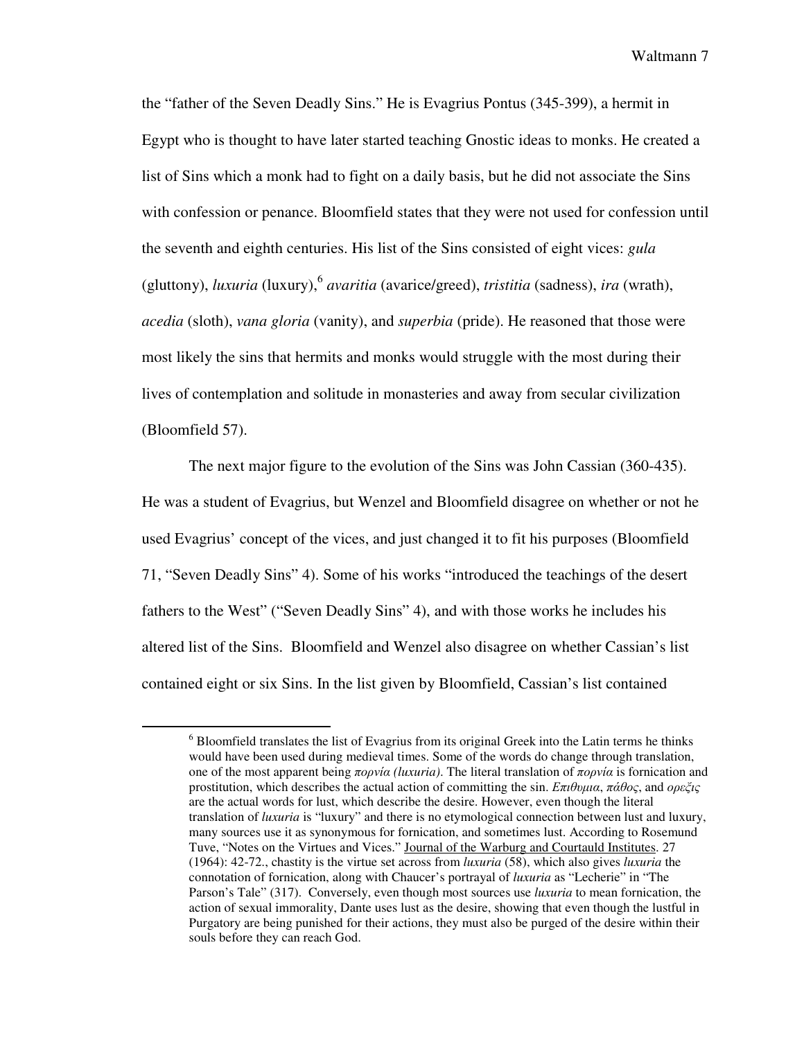the "father of the Seven Deadly Sins." He is Evagrius Pontus (345-399), a hermit in Egypt who is thought to have later started teaching Gnostic ideas to monks. He created a list of Sins which a monk had to fight on a daily basis, but he did not associate the Sins with confession or penance. Bloomfield states that they were not used for confession until the seventh and eighth centuries. His list of the Sins consisted of eight vices: *gula* (gluttony), *luxuria* (luxury),[6] *avaritia* (avarice/greed), *tristitia* (sadness), *ira* (wrath), *acedia* (sloth), *vana gloria* (vanity), and *superbia* (pride). He reasoned that those were most likely the sins that hermits and monks would struggle with the most during their lives of contemplation and solitude in monasteries and away from secular civilization (Bloomfield 57).

The next major figure to the evolution of the Sins was John Cassian (360-435). He was a student of Evagrius, but Wenzel and Bloomfield disagree on whether or not he used Evagrius' concept of the vices, and just changed it to fit his purposes (Bloomfield 71, "Seven Deadly Sins" 4). Some of his works "introduced the teachings of the desert fathers to the West" ("Seven Deadly Sins" 4), and with those works he includes his altered list of the Sins. Bloomfield and Wenzel also disagree on whether Cassian's list contained eight or six Sins. In the list given by Bloomfield, Cassian's list contained

---

[6] Bloomfield translates the list of Evagrius from its original Greek into the Latin terms he thinks would have been used during medieval times. Some of the words do change through translation, one of the most apparent being *πορνία (luxuria)*. The literal translation of *πορνία* is fornication and prostitution, which describes the actual action of committing the sin. *Επιθυμια*, *πάθος*, and *ορεξις* are the actual words for lust, which describe the desire. However, even though the literal translation of *luxuria* is "luxury" and there is no etymological connection between lust and luxury, many sources use it as synonymous for fornication, and sometimes lust. According to Rosemund Tuve, "Notes on the Virtues and Vices." Journal of the Warburg and Courtauld Institutes. 27 (1964): 42-72., chastity is the virtue set across from *luxuria* (58), which also gives *luxuria* the connotation of fornication, along with Chaucer's portrayal of *luxuria* as "Lecherie" in "The Parson's Tale" (317). Conversely, even though most sources use *luxuria* to mean fornication, the action of sexual immorality, Dante uses lust as the desire, showing that even though the lustful in Purgatory are being punished for their actions, they must also be purged of the desire within their souls before they can reach God.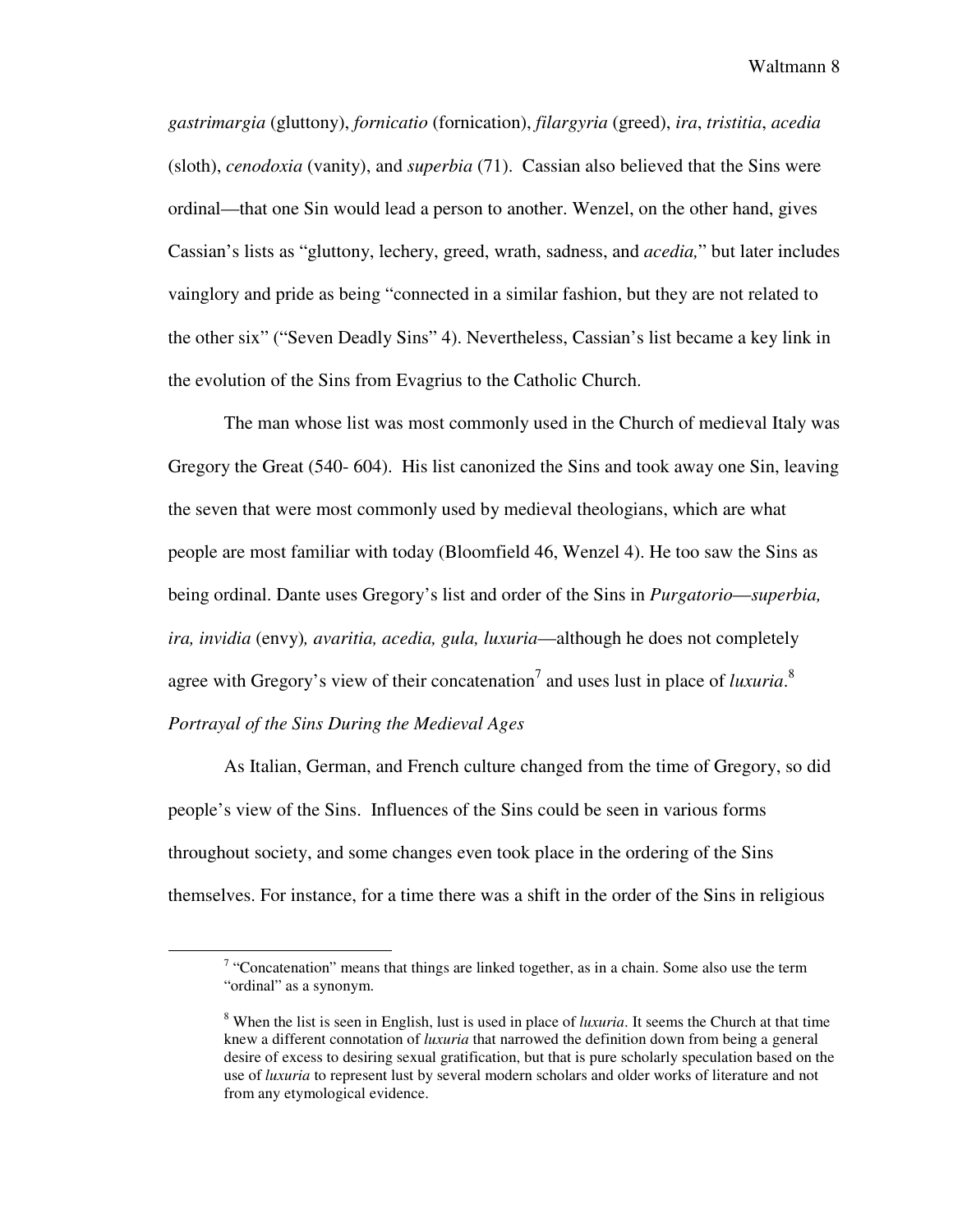*gastrimargia* (gluttony), *fornicatio* (fornication), *filargyria* (greed), *ira*, *tristitia*, *acedia* (sloth), *cenodoxia* (vanity), and *superbia* (71). Cassian also believed that the Sins were ordinal—that one Sin would lead a person to another. Wenzel, on the other hand, gives Cassian's lists as "gluttony, lechery, greed, wrath, sadness, and *acedia,*" but later includes vainglory and pride as being "connected in a similar fashion, but they are not related to the other six" ("Seven Deadly Sins" 4). Nevertheless, Cassian's list became a key link in the evolution of the Sins from Evagrius to the Catholic Church.

The man whose list was most commonly used in the Church of medieval Italy was Gregory the Great (540- 604). His list canonized the Sins and took away one Sin, leaving the seven that were most commonly used by medieval theologians, which are what people are most familiar with today (Bloomfield 46, Wenzel 4). He too saw the Sins as being ordinal. Dante uses Gregory's list and order of the Sins in *Purgatorio*—*superbia, ira, invidia* (envy)*, avaritia, acedia, gula, luxuria*—although he does not completely agree with Gregory's view of their concatenation[7] and uses lust in place of *luxuria*.[8]

*Portrayal of the Sins During the Medieval Ages*

As Italian, German, and French culture changed from the time of Gregory, so did people's view of the Sins. Influences of the Sins could be seen in various forms throughout society, and some changes even took place in the ordering of the Sins themselves. For instance, for a time there was a shift in the order of the Sins in religious

---

[7] "Concatenation" means that things are linked together, as in a chain. Some also use the term "ordinal" as a synonym.

[8] When the list is seen in English, lust is used in place of *luxuria*. It seems the Church at that time knew a different connotation of *luxuria* that narrowed the definition down from being a general desire of excess to desiring sexual gratification, but that is pure scholarly speculation based on the use of *luxuria* to represent lust by several modern scholars and older works of literature and not from any etymological evidence.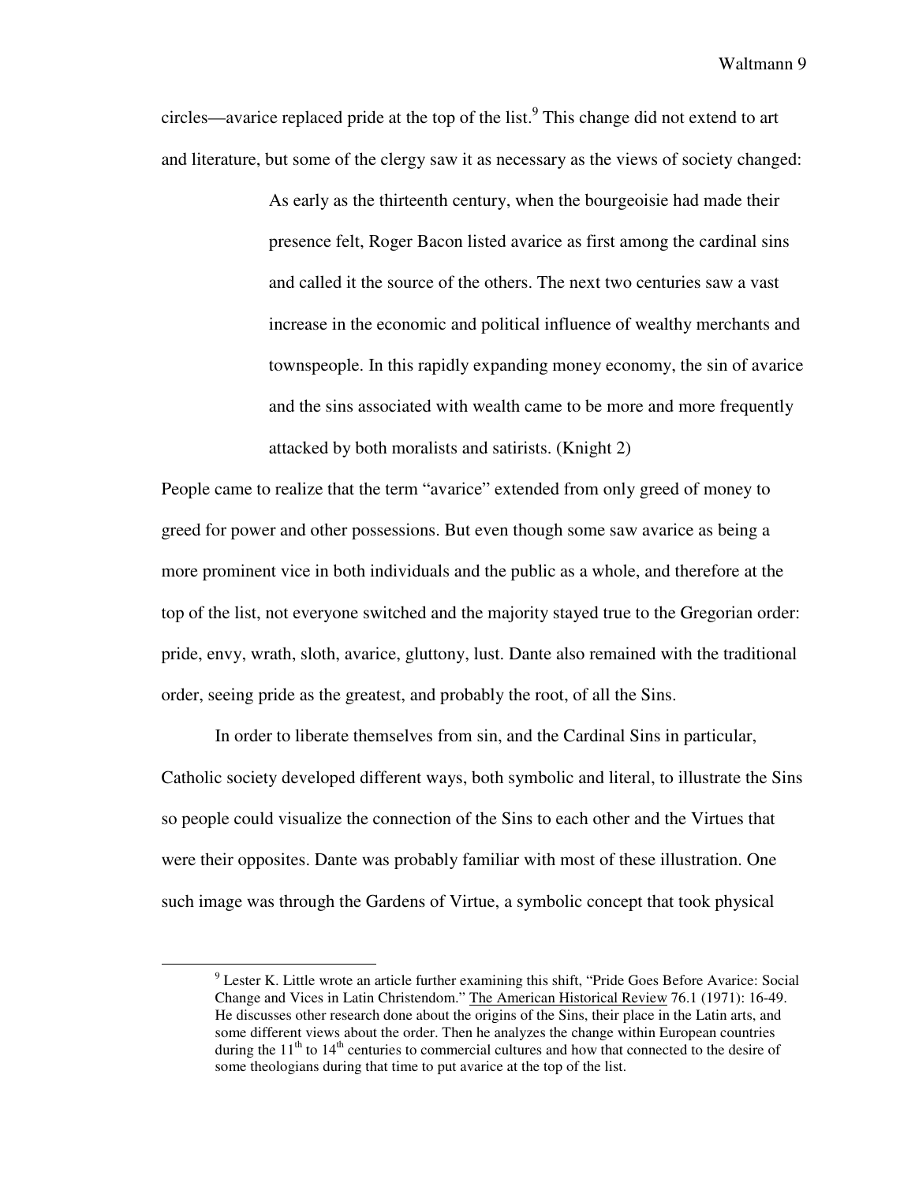circles—avarice replaced pride at the top of the list.[9] This change did not extend to art and literature, but some of the clergy saw it as necessary as the views of society changed:

> As early as the thirteenth century, when the bourgeoisie had made their presence felt, Roger Bacon listed avarice as first among the cardinal sins and called it the source of the others. The next two centuries saw a vast increase in the economic and political influence of wealthy merchants and townspeople. In this rapidly expanding money economy, the sin of avarice and the sins associated with wealth came to be more and more frequently attacked by both moralists and satirists. (Knight 2)

People came to realize that the term "avarice" extended from only greed of money to greed for power and other possessions. But even though some saw avarice as being a more prominent vice in both individuals and the public as a whole, and therefore at the top of the list, not everyone switched and the majority stayed true to the Gregorian order: pride, envy, wrath, sloth, avarice, gluttony, lust. Dante also remained with the traditional order, seeing pride as the greatest, and probably the root, of all the Sins.

In order to liberate themselves from sin, and the Cardinal Sins in particular, Catholic society developed different ways, both symbolic and literal, to illustrate the Sins so people could visualize the connection of the Sins to each other and the Virtues that were their opposites. Dante was probably familiar with most of these illustration. One such image was through the Gardens of Virtue, a symbolic concept that took physical

---

[9] Lester K. Little wrote an article further examining this shift, "Pride Goes Before Avarice: Social Change and Vices in Latin Christendom." The American Historical Review 76.1 (1971): 16-49. He discusses other research done about the origins of the Sins, their place in the Latin arts, and some different views about the order. Then he analyzes the change within European countries during the 11th to 14th centuries to commercial cultures and how that connected to the desire of some theologians during that time to put avarice at the top of the list.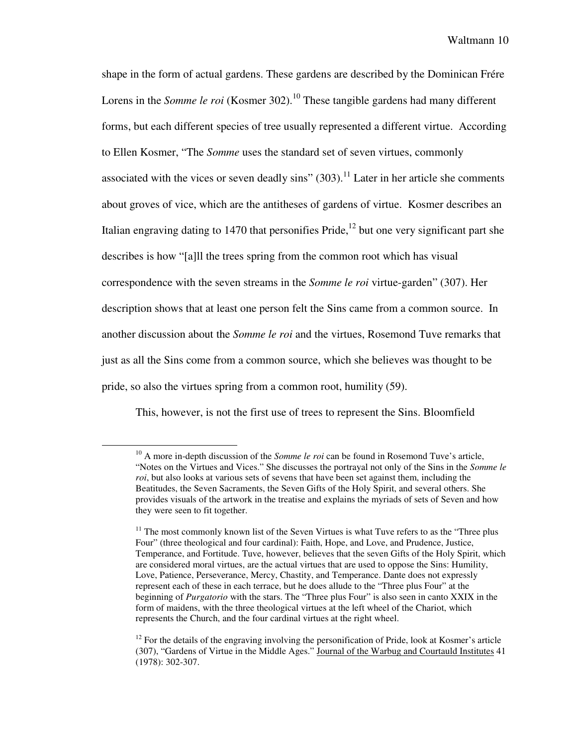shape in the form of actual gardens. These gardens are described by the Dominican Frére Lorens in the *Somme le roi* (Kosmer 302).[10] These tangible gardens had many different forms, but each different species of tree usually represented a different virtue. According to Ellen Kosmer, "The *Somme* uses the standard set of seven virtues, commonly associated with the vices or seven deadly sins" (303).[11] Later in her article she comments about groves of vice, which are the antitheses of gardens of virtue. Kosmer describes an Italian engraving dating to 1470 that personifies Pride,[12] but one very significant part she describes is how "[a]ll the trees spring from the common root which has visual correspondence with the seven streams in the *Somme le roi* virtue-garden" (307). Her description shows that at least one person felt the Sins came from a common source. In another discussion about the *Somme le roi* and the virtues, Rosemond Tuve remarks that just as all the Sins come from a common source, which she believes was thought to be pride, so also the virtues spring from a common root, humility (59).

This, however, is not the first use of trees to represent the Sins. Bloomfield

---

[10] A more in-depth discussion of the *Somme le roi* can be found in Rosemond Tuve's article, "Notes on the Virtues and Vices." She discusses the portrayal not only of the Sins in the *Somme le roi*, but also looks at various sets of sevens that have been set against them, including the Beatitudes, the Seven Sacraments, the Seven Gifts of the Holy Spirit, and several others. She provides visuals of the artwork in the treatise and explains the myriads of sets of Seven and how they were seen to fit together.

[11] The most commonly known list of the Seven Virtues is what Tuve refers to as the "Three plus Four" (three theological and four cardinal): Faith, Hope, and Love, and Prudence, Justice, Temperance, and Fortitude. Tuve, however, believes that the seven Gifts of the Holy Spirit, which are considered moral virtues, are the actual virtues that are used to oppose the Sins: Humility, Love, Patience, Perseverance, Mercy, Chastity, and Temperance. Dante does not expressly represent each of these in each terrace, but he does allude to the "Three plus Four" at the beginning of *Purgatorio* with the stars. The "Three plus Four" is also seen in canto XXIX in the form of maidens, with the three theological virtues at the left wheel of the Chariot, which represents the Church, and the four cardinal virtues at the right wheel.

[12] For the details of the engraving involving the personification of Pride, look at Kosmer's article (307), "Gardens of Virtue in the Middle Ages." Journal of the Warbug and Courtauld Institutes 41 (1978): 302-307.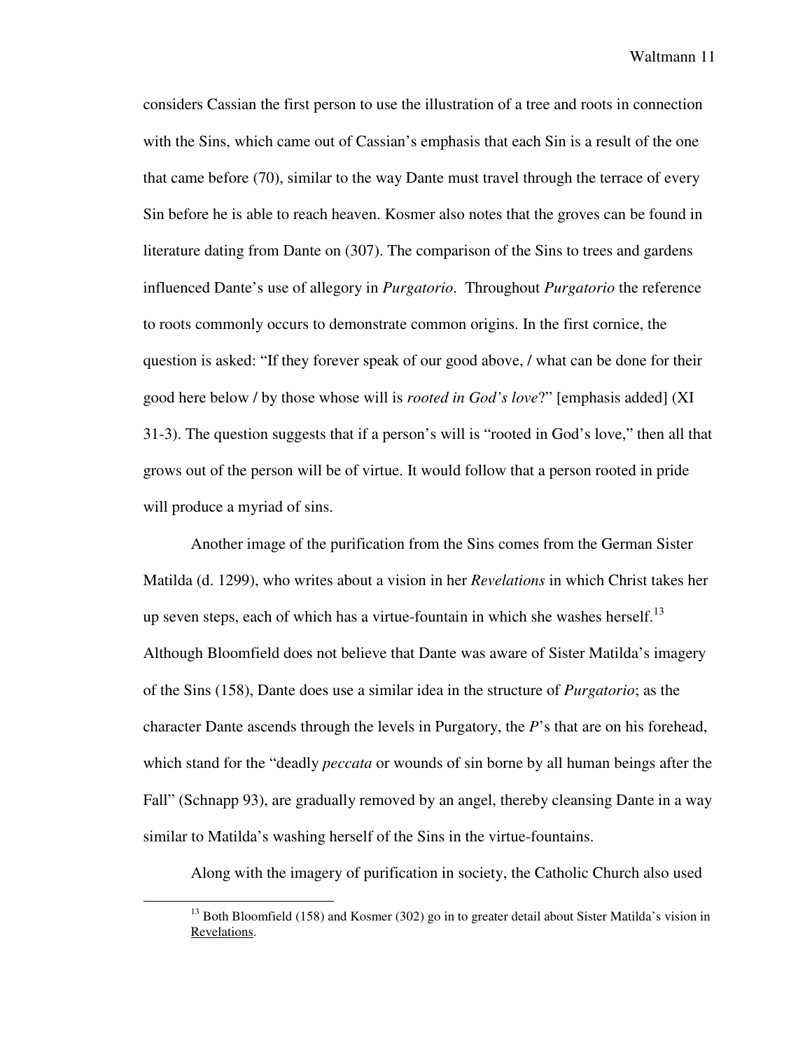considers Cassian the first person to use the illustration of a tree and roots in connection with the Sins, which came out of Cassian's emphasis that each Sin is a result of the one that came before (70), similar to the way Dante must travel through the terrace of every Sin before he is able to reach heaven. Kosmer also notes that the groves can be found in literature dating from Dante on (307). The comparison of the Sins to trees and gardens influenced Dante's use of allegory in *Purgatorio*. Throughout *Purgatorio* the reference to roots commonly occurs to demonstrate common origins. In the first cornice, the question is asked: "If they forever speak of our good above, / what can be done for their good here below / by those whose will is *rooted in God's love*?" [emphasis added] (XI 31-3). The question suggests that if a person's will is "rooted in God's love," then all that grows out of the person will be of virtue. It would follow that a person rooted in pride will produce a myriad of sins.

Another image of the purification from the Sins comes from the German Sister Matilda (d. 1299), who writes about a vision in her *Revelations* in which Christ takes her up seven steps, each of which has a virtue-fountain in which she washes herself.[13] Although Bloomfield does not believe that Dante was aware of Sister Matilda's imagery of the Sins (158), Dante does use a similar idea in the structure of *Purgatorio*; as the character Dante ascends through the levels in Purgatory, the *P*'s that are on his forehead, which stand for the "deadly *peccata* or wounds of sin borne by all human beings after the Fall" (Schnapp 93), are gradually removed by an angel, thereby cleansing Dante in a way similar to Matilda's washing herself of the Sins in the virtue-fountains.

Along with the imagery of purification in society, the Catholic Church also used

---

[13] Both Bloomfield (158) and Kosmer (302) go in to greater detail about Sister Matilda's vision in Revelations.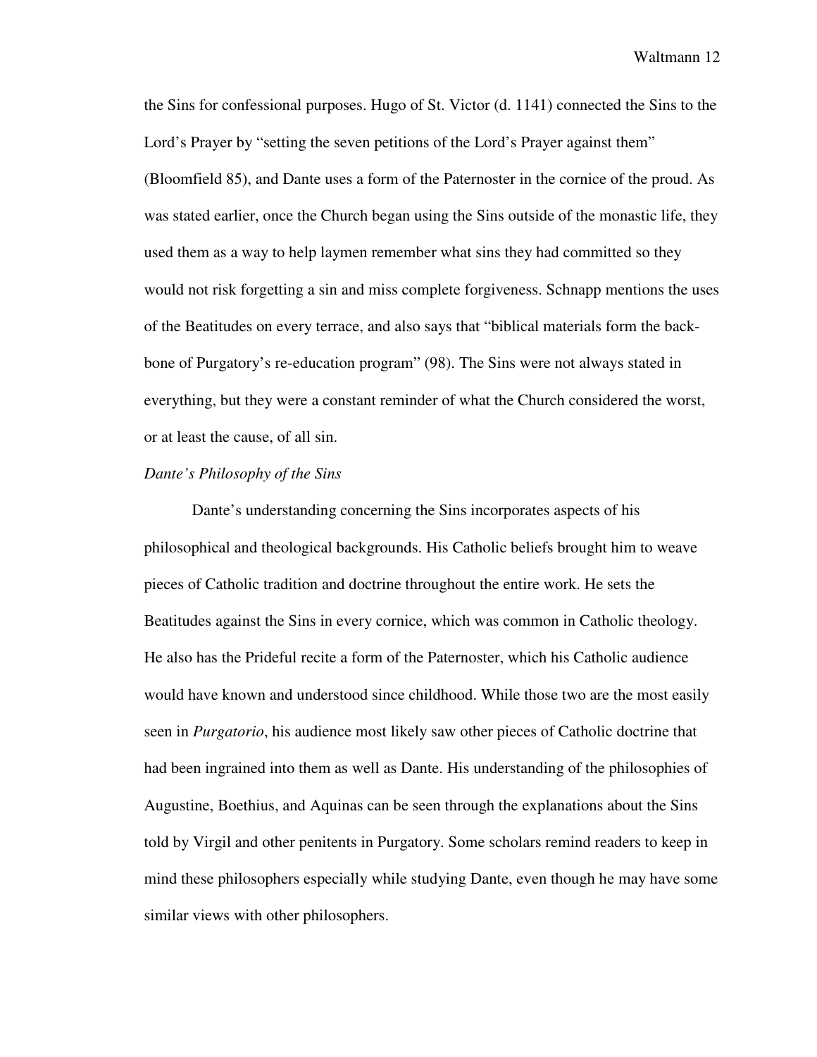the Sins for confessional purposes. Hugo of St. Victor (d. 1141) connected the Sins to the Lord's Prayer by "setting the seven petitions of the Lord's Prayer against them" (Bloomfield 85), and Dante uses a form of the Paternoster in the cornice of the proud. As was stated earlier, once the Church began using the Sins outside of the monastic life, they used them as a way to help laymen remember what sins they had committed so they would not risk forgetting a sin and miss complete forgiveness. Schnapp mentions the uses of the Beatitudes on every terrace, and also says that "biblical materials form the back-bone of Purgatory's re-education program" (98). The Sins were not always stated in everything, but they were a constant reminder of what the Church considered the worst, or at least the cause, of all sin.

*Dante's Philosophy of the Sins*

Dante's understanding concerning the Sins incorporates aspects of his philosophical and theological backgrounds. His Catholic beliefs brought him to weave pieces of Catholic tradition and doctrine throughout the entire work. He sets the Beatitudes against the Sins in every cornice, which was common in Catholic theology. He also has the Prideful recite a form of the Paternoster, which his Catholic audience would have known and understood since childhood. While those two are the most easily seen in *Purgatorio*, his audience most likely saw other pieces of Catholic doctrine that had been ingrained into them as well as Dante. His understanding of the philosophies of Augustine, Boethius, and Aquinas can be seen through the explanations about the Sins told by Virgil and other penitents in Purgatory. Some scholars remind readers to keep in mind these philosophers especially while studying Dante, even though he may have some similar views with other philosophers.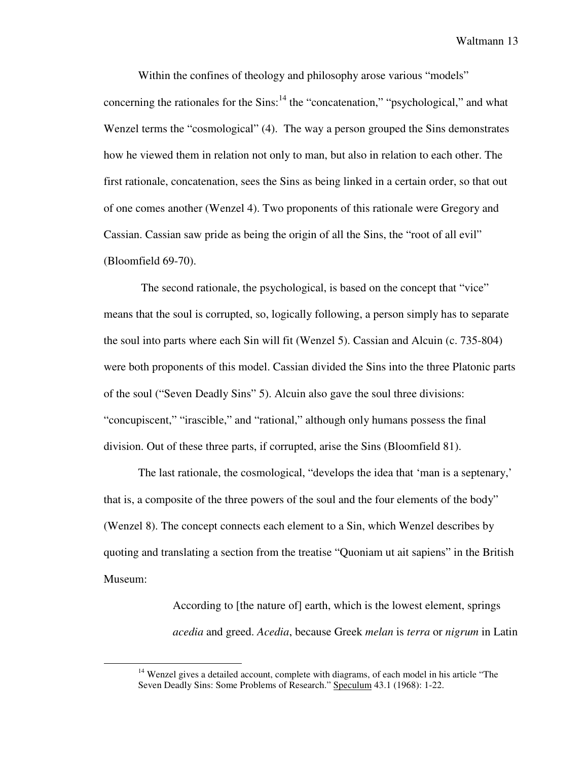Within the confines of theology and philosophy arose various "models" concerning the rationales for the Sins:[14] the "concatenation," "psychological," and what Wenzel terms the "cosmological" (4). The way a person grouped the Sins demonstrates how he viewed them in relation not only to man, but also in relation to each other. The first rationale, concatenation, sees the Sins as being linked in a certain order, so that out of one comes another (Wenzel 4). Two proponents of this rationale were Gregory and Cassian. Cassian saw pride as being the origin of all the Sins, the "root of all evil" (Bloomfield 69-70).

The second rationale, the psychological, is based on the concept that "vice" means that the soul is corrupted, so, logically following, a person simply has to separate the soul into parts where each Sin will fit (Wenzel 5). Cassian and Alcuin (c. 735-804) were both proponents of this model. Cassian divided the Sins into the three Platonic parts of the soul ("Seven Deadly Sins" 5). Alcuin also gave the soul three divisions: "concupiscent," "irascible," and "rational," although only humans possess the final division. Out of these three parts, if corrupted, arise the Sins (Bloomfield 81).

The last rationale, the cosmological, "develops the idea that 'man is a septenary,' that is, a composite of the three powers of the soul and the four elements of the body" (Wenzel 8). The concept connects each element to a Sin, which Wenzel describes by quoting and translating a section from the treatise "Quoniam ut ait sapiens" in the British Museum:

> According to [the nature of] earth, which is the lowest element, springs *acedia* and greed. *Acedia*, because Greek *melan* is *terra* or *nigrum* in Latin

[14] Wenzel gives a detailed account, complete with diagrams, of each model in his article "The Seven Deadly Sins: Some Problems of Research." Speculum 43.1 (1968): 1-22.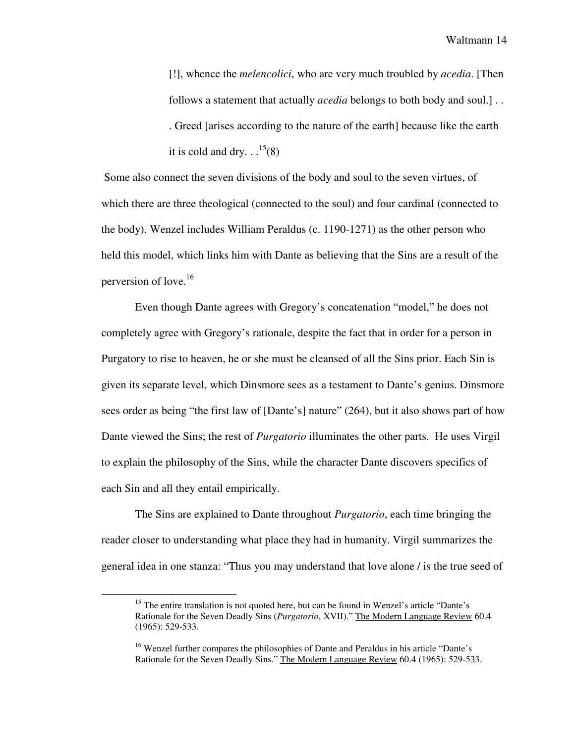> [!], whence the *melencolici*, who are very much troubled by *acedia*. [Then follows a statement that actually *acedia* belongs to both body and soul.] . . . Greed [arises according to the nature of the earth] because like the earth it is cold and dry. . .[15](8)

Some also connect the seven divisions of the body and soul to the seven virtues, of which there are three theological (connected to the soul) and four cardinal (connected to the body). Wenzel includes William Peraldus (c. 1190-1271) as the other person who held this model, which links him with Dante as believing that the Sins are a result of the perversion of love.[16]

Even though Dante agrees with Gregory's concatenation "model," he does not completely agree with Gregory's rationale, despite the fact that in order for a person in Purgatory to rise to heaven, he or she must be cleansed of all the Sins prior. Each Sin is given its separate level, which Dinsmore sees as a testament to Dante's genius. Dinsmore sees order as being "the first law of [Dante's] nature" (264), but it also shows part of how Dante viewed the Sins; the rest of *Purgatorio* illuminates the other parts. He uses Virgil to explain the philosophy of the Sins, while the character Dante discovers specifics of each Sin and all they entail empirically.

The Sins are explained to Dante throughout *Purgatorio*, each time bringing the reader closer to understanding what place they had in humanity. Virgil summarizes the general idea in one stanza: "Thus you may understand that love alone / is the true seed of

---

[15] The entire translation is not quoted here, but can be found in Wenzel's article "Dante's Rationale for the Seven Deadly Sins (*Purgatorio*, XVII)." The Modern Language Review 60.4 (1965): 529-533.

[16] Wenzel further compares the philosophies of Dante and Peraldus in his article "Dante's Rationale for the Seven Deadly Sins." The Modern Language Review 60.4 (1965): 529-533.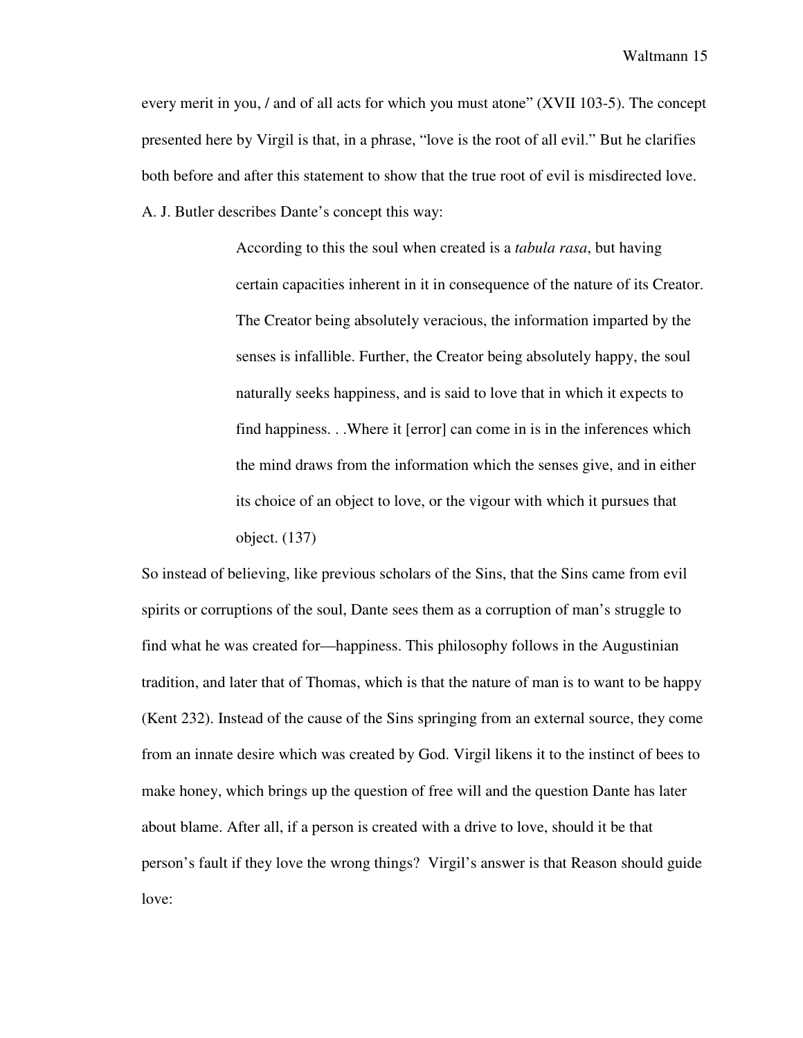every merit in you, / and of all acts for which you must atone" (XVII 103-5). The concept presented here by Virgil is that, in a phrase, "love is the root of all evil." But he clarifies both before and after this statement to show that the true root of evil is misdirected love. A. J. Butler describes Dante's concept this way:

> According to this the soul when created is a *tabula rasa*, but having certain capacities inherent in it in consequence of the nature of its Creator. The Creator being absolutely veracious, the information imparted by the senses is infallible. Further, the Creator being absolutely happy, the soul naturally seeks happiness, and is said to love that in which it expects to find happiness. . .Where it [error] can come in is in the inferences which the mind draws from the information which the senses give, and in either its choice of an object to love, or the vigour with which it pursues that object. (137)

So instead of believing, like previous scholars of the Sins, that the Sins came from evil spirits or corruptions of the soul, Dante sees them as a corruption of man's struggle to find what he was created for—happiness. This philosophy follows in the Augustinian tradition, and later that of Thomas, which is that the nature of man is to want to be happy (Kent 232). Instead of the cause of the Sins springing from an external source, they come from an innate desire which was created by God. Virgil likens it to the instinct of bees to make honey, which brings up the question of free will and the question Dante has later about blame. After all, if a person is created with a drive to love, should it be that person's fault if they love the wrong things? Virgil's answer is that Reason should guide love: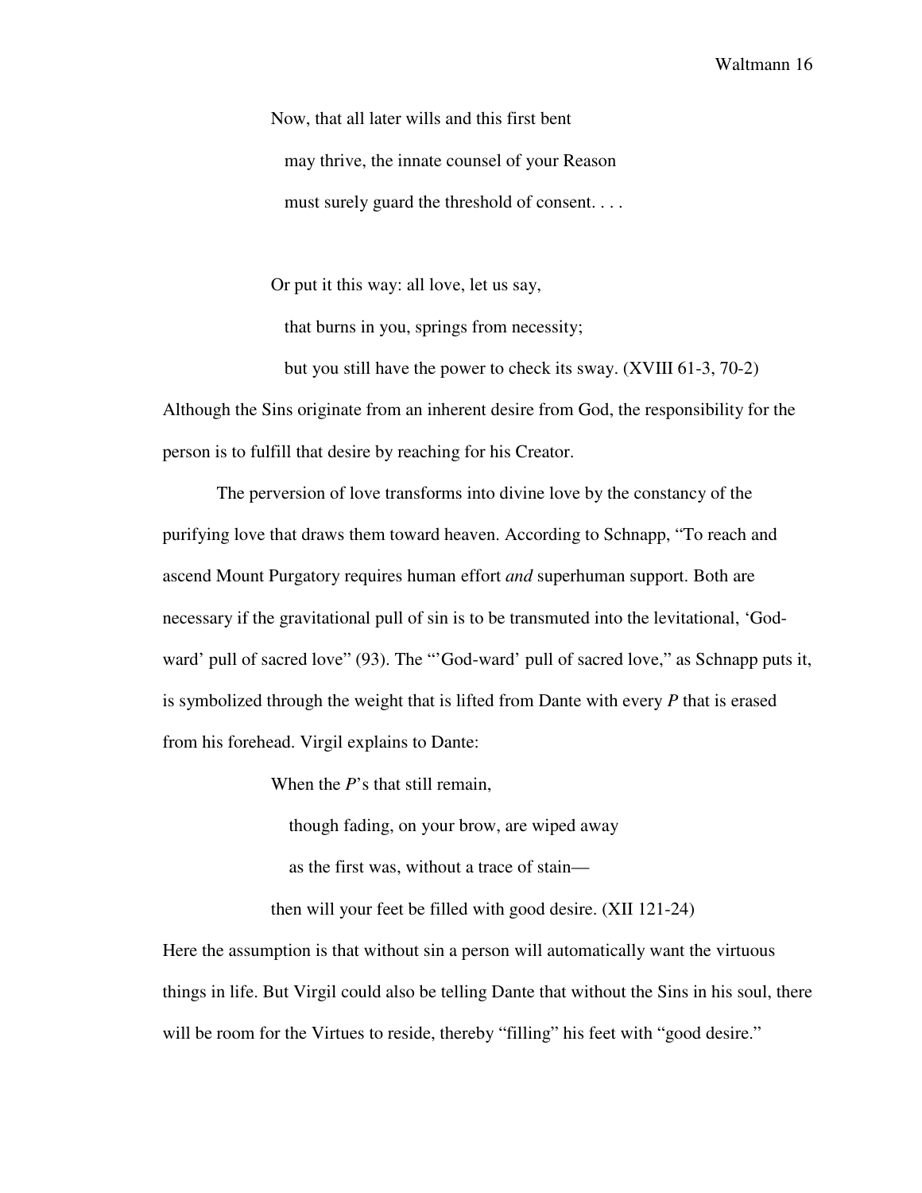> Now, that all later wills and this first bent
>
> may thrive, the innate counsel of your Reason
>
> must surely guard the threshold of consent. . . .
>
> Or put it this way: all love, let us say,
>
> that burns in you, springs from necessity;
>
> but you still have the power to check its sway. (XVIII 61-3, 70-2)

Although the Sins originate from an inherent desire from God, the responsibility for the person is to fulfill that desire by reaching for his Creator.

The perversion of love transforms into divine love by the constancy of the purifying love that draws them toward heaven. According to Schnapp, "To reach and ascend Mount Purgatory requires human effort *and* superhuman support. Both are necessary if the gravitational pull of sin is to be transmuted into the levitational, 'God-ward' pull of sacred love" (93). The "'God-ward' pull of sacred love," as Schnapp puts it, is symbolized through the weight that is lifted from Dante with every *P* that is erased from his forehead. Virgil explains to Dante:

> When the *P*'s that still remain,
>
> though fading, on your brow, are wiped away
>
> as the first was, without a trace of stain—
>
> then will your feet be filled with good desire. (XII 121-24)

Here the assumption is that without sin a person will automatically want the virtuous things in life. But Virgil could also be telling Dante that without the Sins in his soul, there will be room for the Virtues to reside, thereby "filling" his feet with "good desire."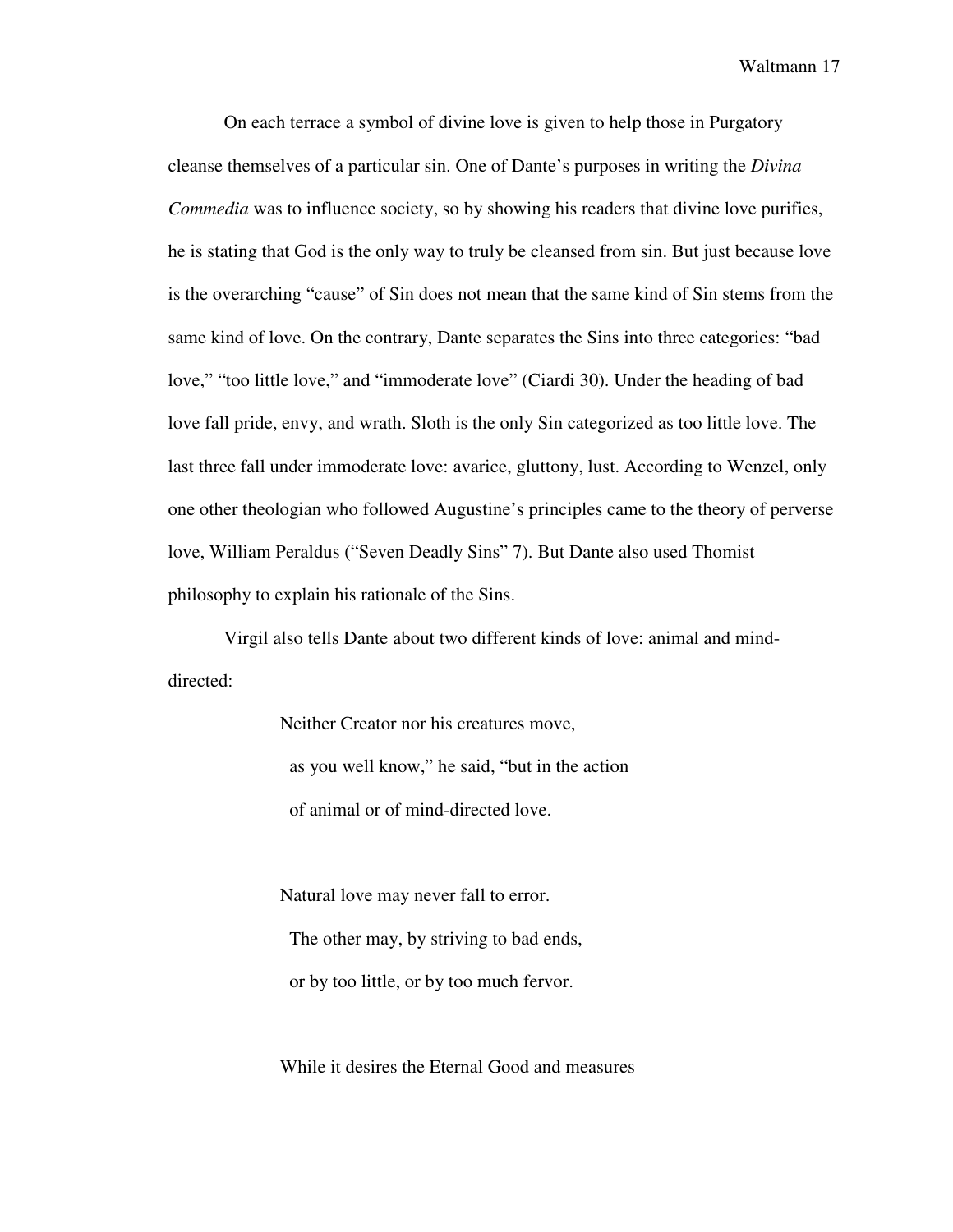On each terrace a symbol of divine love is given to help those in Purgatory cleanse themselves of a particular sin. One of Dante's purposes in writing the *Divina Commedia* was to influence society, so by showing his readers that divine love purifies, he is stating that God is the only way to truly be cleansed from sin. But just because love is the overarching "cause" of Sin does not mean that the same kind of Sin stems from the same kind of love. On the contrary, Dante separates the Sins into three categories: "bad love," "too little love," and "immoderate love" (Ciardi 30). Under the heading of bad love fall pride, envy, and wrath. Sloth is the only Sin categorized as too little love. The last three fall under immoderate love: avarice, gluttony, lust. According to Wenzel, only one other theologian who followed Augustine's principles came to the theory of perverse love, William Peraldus ("Seven Deadly Sins" 7). But Dante also used Thomist philosophy to explain his rationale of the Sins.

Virgil also tells Dante about two different kinds of love: animal and mind-directed:

> Neither Creator nor his creatures move,
>   as you well know," he said, "but in the action
>   of animal or of mind-directed love.
>
> Natural love may never fall to error.
>   The other may, by striving to bad ends,
>   or by too little, or by too much fervor.
>
> While it desires the Eternal Good and measures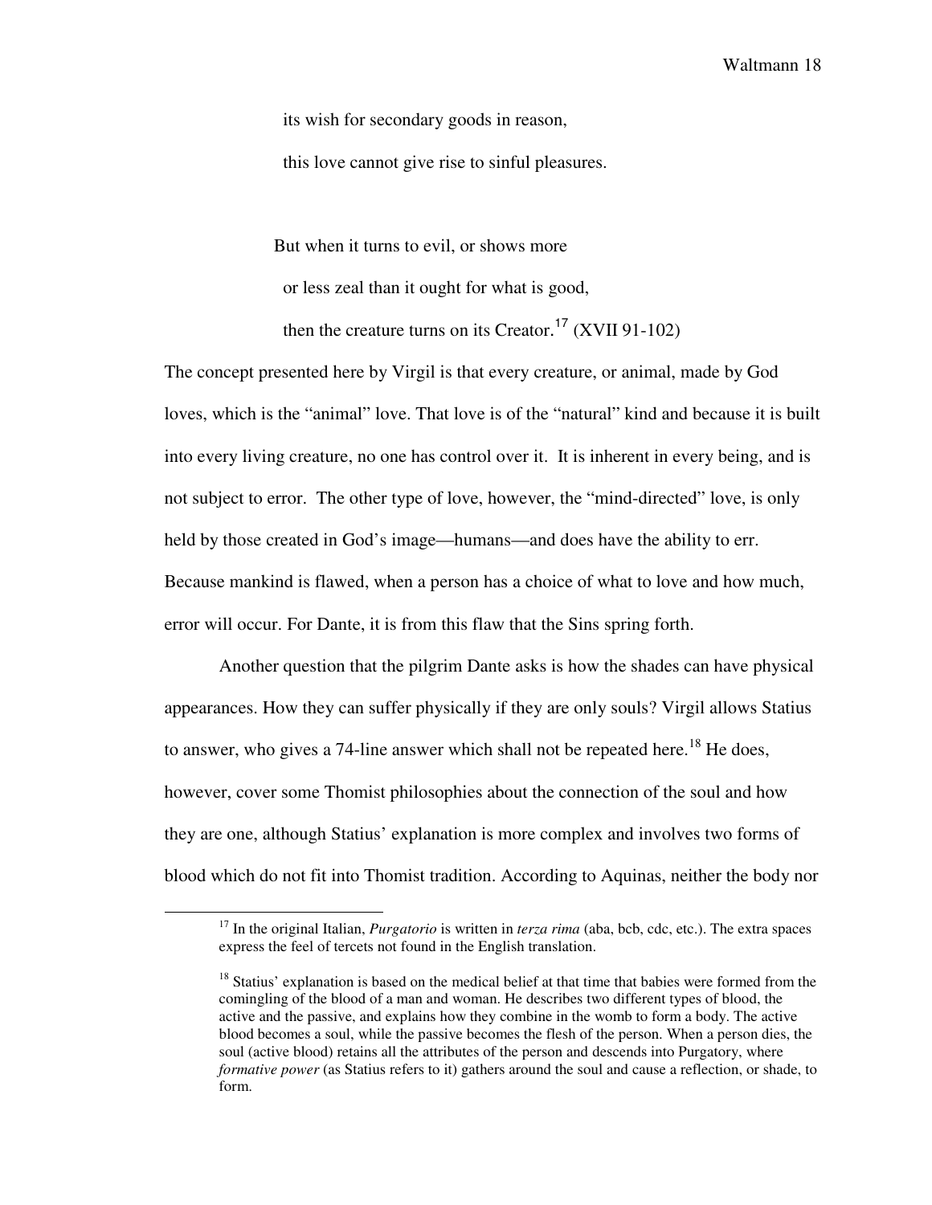its wish for secondary goods in reason,

this love cannot give rise to sinful pleasures.

But when it turns to evil, or shows more

or less zeal than it ought for what is good,

then the creature turns on its Creator.[17] (XVII 91-102)

The concept presented here by Virgil is that every creature, or animal, made by God loves, which is the "animal" love. That love is of the "natural" kind and because it is built into every living creature, no one has control over it. It is inherent in every being, and is not subject to error. The other type of love, however, the "mind-directed" love, is only held by those created in God's image—humans—and does have the ability to err. Because mankind is flawed, when a person has a choice of what to love and how much, error will occur. For Dante, it is from this flaw that the Sins spring forth.

Another question that the pilgrim Dante asks is how the shades can have physical appearances. How they can suffer physically if they are only souls? Virgil allows Statius to answer, who gives a 74-line answer which shall not be repeated here.[18] He does, however, cover some Thomist philosophies about the connection of the soul and how they are one, although Statius' explanation is more complex and involves two forms of blood which do not fit into Thomist tradition. According to Aquinas, neither the body nor

---

[17] In the original Italian, *Purgatorio* is written in *terza rima* (aba, bcb, cdc, etc.). The extra spaces express the feel of tercets not found in the English translation.

[18] Statius' explanation is based on the medical belief at that time that babies were formed from the comingling of the blood of a man and woman. He describes two different types of blood, the active and the passive, and explains how they combine in the womb to form a body. The active blood becomes a soul, while the passive becomes the flesh of the person. When a person dies, the soul (active blood) retains all the attributes of the person and descends into Purgatory, where *formative power* (as Statius refers to it) gathers around the soul and cause a reflection, or shade, to form.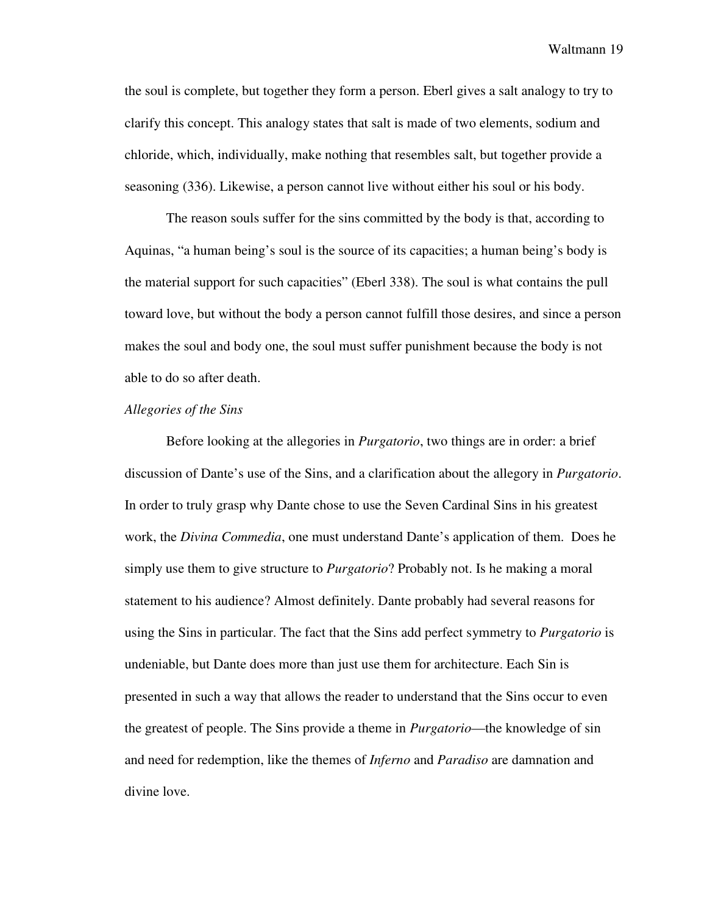the soul is complete, but together they form a person. Eberl gives a salt analogy to try to clarify this concept. This analogy states that salt is made of two elements, sodium and chloride, which, individually, make nothing that resembles salt, but together provide a seasoning (336). Likewise, a person cannot live without either his soul or his body.

The reason souls suffer for the sins committed by the body is that, according to Aquinas, "a human being's soul is the source of its capacities; a human being's body is the material support for such capacities" (Eberl 338). The soul is what contains the pull toward love, but without the body a person cannot fulfill those desires, and since a person makes the soul and body one, the soul must suffer punishment because the body is not able to do so after death.

### *Allegories of the Sins*

Before looking at the allegories in *Purgatorio*, two things are in order: a brief discussion of Dante's use of the Sins, and a clarification about the allegory in *Purgatorio*. In order to truly grasp why Dante chose to use the Seven Cardinal Sins in his greatest work, the *Divina Commedia*, one must understand Dante's application of them. Does he simply use them to give structure to *Purgatorio*? Probably not. Is he making a moral statement to his audience? Almost definitely. Dante probably had several reasons for using the Sins in particular. The fact that the Sins add perfect symmetry to *Purgatorio* is undeniable, but Dante does more than just use them for architecture. Each Sin is presented in such a way that allows the reader to understand that the Sins occur to even the greatest of people. The Sins provide a theme in *Purgatorio*—the knowledge of sin and need for redemption, like the themes of *Inferno* and *Paradiso* are damnation and divine love.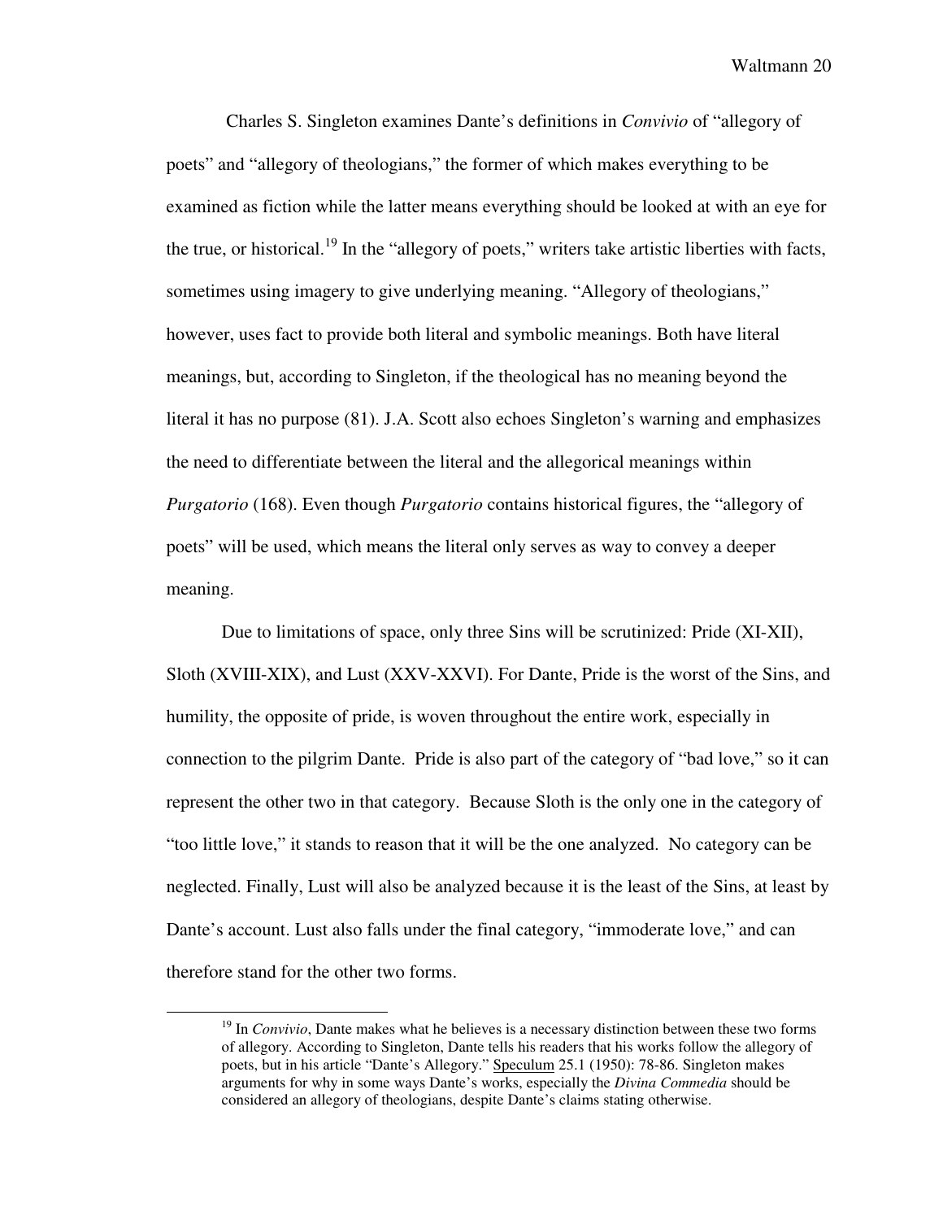Charles S. Singleton examines Dante's definitions in *Convivio* of "allegory of poets" and "allegory of theologians," the former of which makes everything to be examined as fiction while the latter means everything should be looked at with an eye for the true, or historical.[19] In the "allegory of poets," writers take artistic liberties with facts, sometimes using imagery to give underlying meaning. "Allegory of theologians," however, uses fact to provide both literal and symbolic meanings. Both have literal meanings, but, according to Singleton, if the theological has no meaning beyond the literal it has no purpose (81). J.A. Scott also echoes Singleton's warning and emphasizes the need to differentiate between the literal and the allegorical meanings within *Purgatorio* (168). Even though *Purgatorio* contains historical figures, the "allegory of poets" will be used, which means the literal only serves as way to convey a deeper meaning.

Due to limitations of space, only three Sins will be scrutinized: Pride (XI-XII), Sloth (XVIII-XIX), and Lust (XXV-XXVI). For Dante, Pride is the worst of the Sins, and humility, the opposite of pride, is woven throughout the entire work, especially in connection to the pilgrim Dante. Pride is also part of the category of "bad love," so it can represent the other two in that category. Because Sloth is the only one in the category of "too little love," it stands to reason that it will be the one analyzed. No category can be neglected. Finally, Lust will also be analyzed because it is the least of the Sins, at least by Dante's account. Lust also falls under the final category, "immoderate love," and can therefore stand for the other two forms.

---

[19] In *Convivio*, Dante makes what he believes is a necessary distinction between these two forms of allegory. According to Singleton, Dante tells his readers that his works follow the allegory of poets, but in his article "Dante's Allegory." Speculum 25.1 (1950): 78-86. Singleton makes arguments for why in some ways Dante's works, especially the *Divina Commedia* should be considered an allegory of theologians, despite Dante's claims stating otherwise.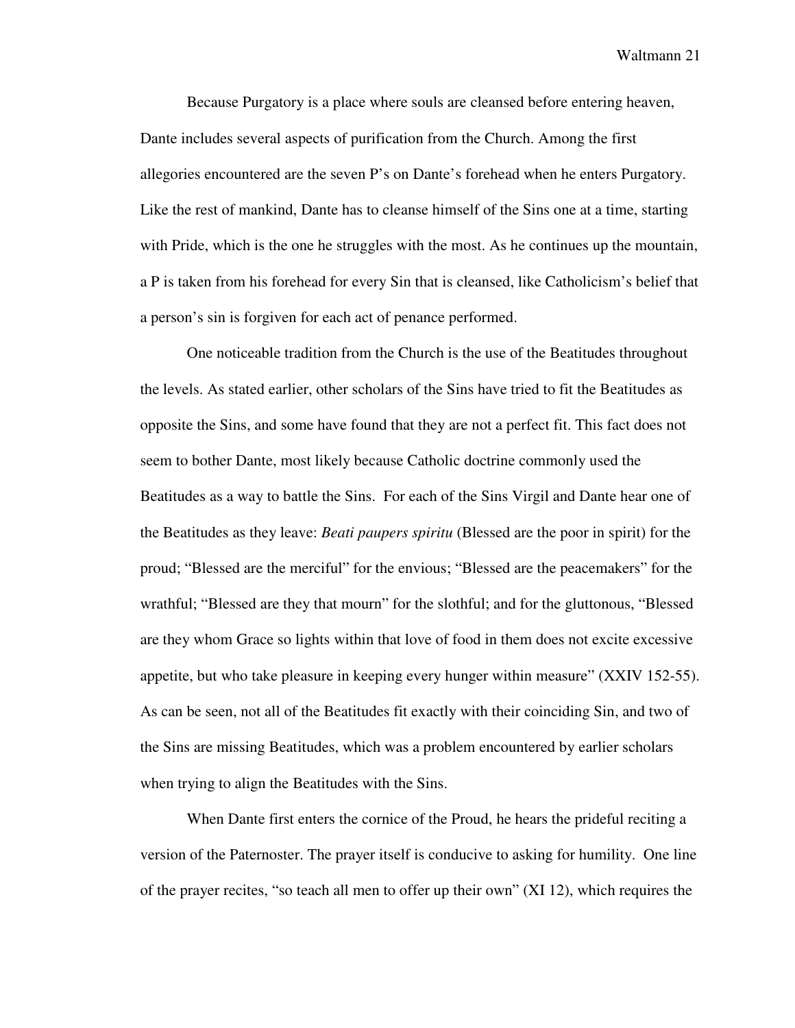Because Purgatory is a place where souls are cleansed before entering heaven, Dante includes several aspects of purification from the Church. Among the first allegories encountered are the seven P's on Dante's forehead when he enters Purgatory. Like the rest of mankind, Dante has to cleanse himself of the Sins one at a time, starting with Pride, which is the one he struggles with the most. As he continues up the mountain, a P is taken from his forehead for every Sin that is cleansed, like Catholicism's belief that a person's sin is forgiven for each act of penance performed.

One noticeable tradition from the Church is the use of the Beatitudes throughout the levels. As stated earlier, other scholars of the Sins have tried to fit the Beatitudes as opposite the Sins, and some have found that they are not a perfect fit. This fact does not seem to bother Dante, most likely because Catholic doctrine commonly used the Beatitudes as a way to battle the Sins. For each of the Sins Virgil and Dante hear one of the Beatitudes as they leave: *Beati paupers spiritu* (Blessed are the poor in spirit) for the proud; "Blessed are the merciful" for the envious; "Blessed are the peacemakers" for the wrathful; "Blessed are they that mourn" for the slothful; and for the gluttonous, "Blessed are they whom Grace so lights within that love of food in them does not excite excessive appetite, but who take pleasure in keeping every hunger within measure" (XXIV 152-55). As can be seen, not all of the Beatitudes fit exactly with their coinciding Sin, and two of the Sins are missing Beatitudes, which was a problem encountered by earlier scholars when trying to align the Beatitudes with the Sins.

When Dante first enters the cornice of the Proud, he hears the prideful reciting a version of the Paternoster. The prayer itself is conducive to asking for humility. One line of the prayer recites, "so teach all men to offer up their own" (XI 12), which requires the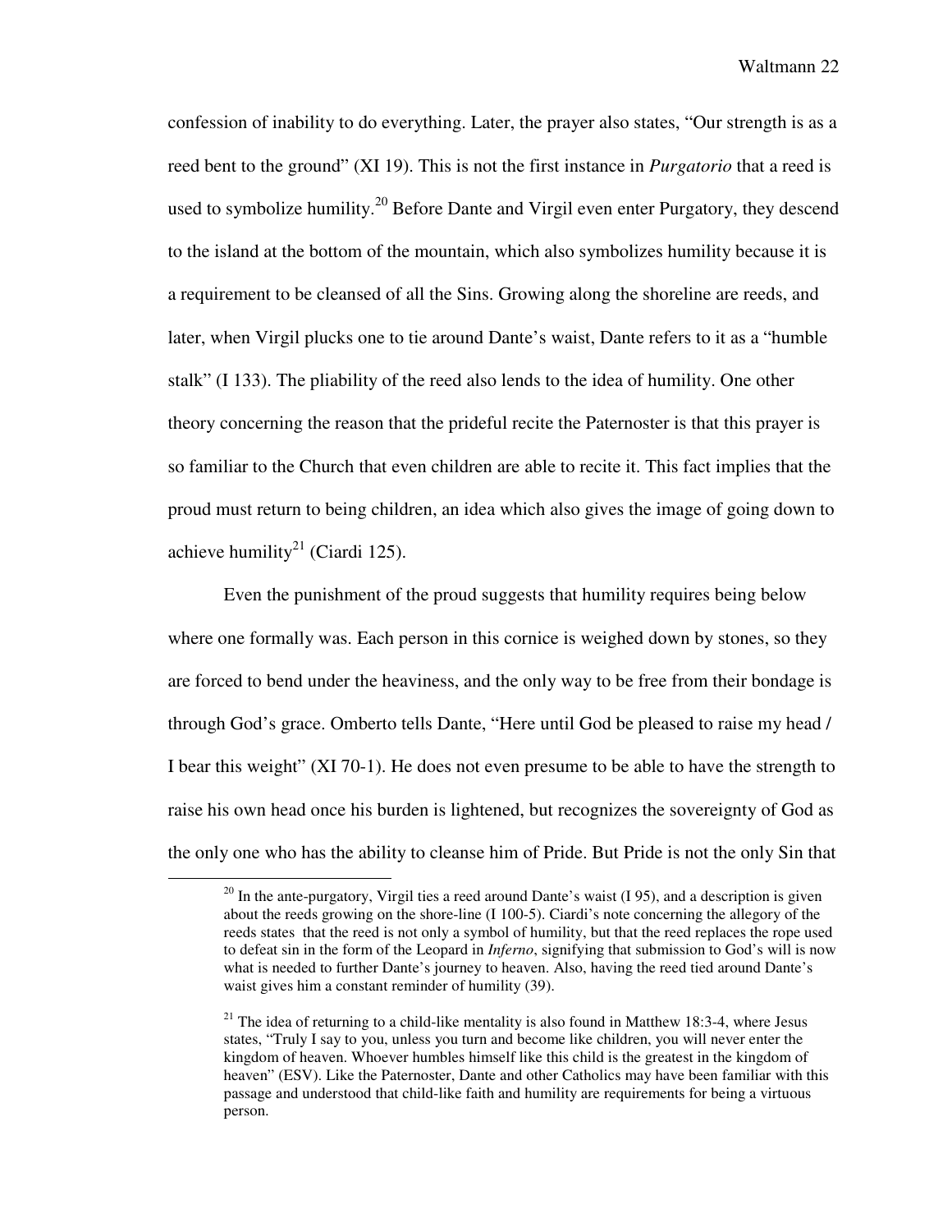confession of inability to do everything. Later, the prayer also states, "Our strength is as a reed bent to the ground" (XI 19). This is not the first instance in *Purgatorio* that a reed is used to symbolize humility.[20] Before Dante and Virgil even enter Purgatory, they descend to the island at the bottom of the mountain, which also symbolizes humility because it is a requirement to be cleansed of all the Sins. Growing along the shoreline are reeds, and later, when Virgil plucks one to tie around Dante's waist, Dante refers to it as a "humble stalk" (I 133). The pliability of the reed also lends to the idea of humility. One other theory concerning the reason that the prideful recite the Paternoster is that this prayer is so familiar to the Church that even children are able to recite it. This fact implies that the proud must return to being children, an idea which also gives the image of going down to achieve humility[21] (Ciardi 125).

Even the punishment of the proud suggests that humility requires being below where one formally was. Each person in this cornice is weighed down by stones, so they are forced to bend under the heaviness, and the only way to be free from their bondage is through God's grace. Omberto tells Dante, "Here until God be pleased to raise my head / I bear this weight" (XI 70-1). He does not even presume to be able to have the strength to raise his own head once his burden is lightened, but recognizes the sovereignty of God as the only one who has the ability to cleanse him of Pride. But Pride is not the only Sin that

---

[20] In the ante-purgatory, Virgil ties a reed around Dante's waist (I 95), and a description is given about the reeds growing on the shore-line (I 100-5). Ciardi's note concerning the allegory of the reeds states that the reed is not only a symbol of humility, but that the reed replaces the rope used to defeat sin in the form of the Leopard in *Inferno*, signifying that submission to God's will is now what is needed to further Dante's journey to heaven. Also, having the reed tied around Dante's waist gives him a constant reminder of humility (39).

[21] The idea of returning to a child-like mentality is also found in Matthew 18:3-4, where Jesus states, "Truly I say to you, unless you turn and become like children, you will never enter the kingdom of heaven. Whoever humbles himself like this child is the greatest in the kingdom of heaven" (ESV). Like the Paternoster, Dante and other Catholics may have been familiar with this passage and understood that child-like faith and humility are requirements for being a virtuous person.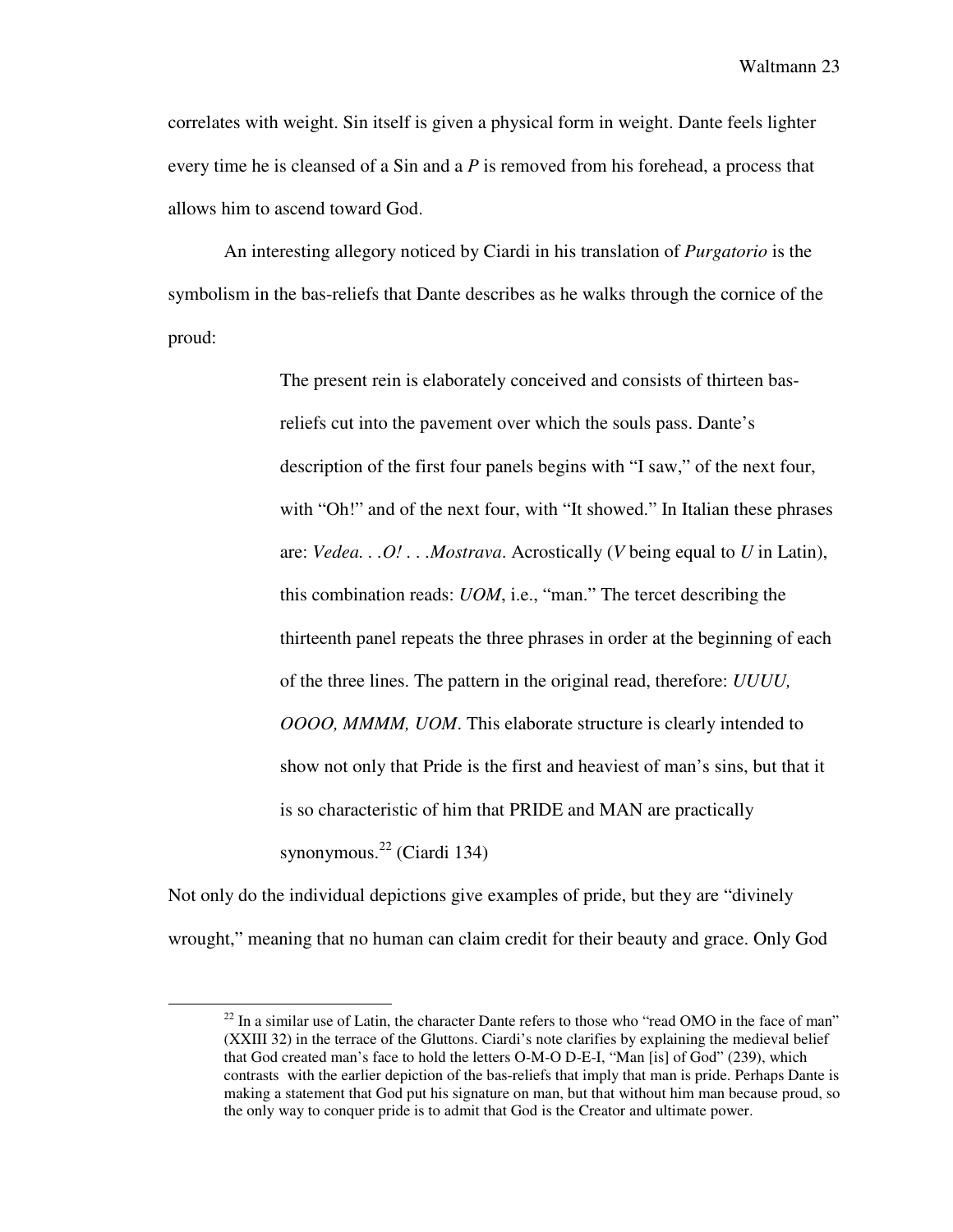correlates with weight. Sin itself is given a physical form in weight. Dante feels lighter every time he is cleansed of a Sin and a *P* is removed from his forehead, a process that allows him to ascend toward God.

An interesting allegory noticed by Ciardi in his translation of *Purgatorio* is the symbolism in the bas-reliefs that Dante describes as he walks through the cornice of the proud:

> The present rein is elaborately conceived and consists of thirteen bas-reliefs cut into the pavement over which the souls pass. Dante's description of the first four panels begins with "I saw," of the next four, with "Oh!" and of the next four, with "It showed." In Italian these phrases are: *Vedea. . .O! . . .Mostrava.* Acrostically (*V* being equal to *U* in Latin), this combination reads: *UOM*, i.e., "man." The tercet describing the thirteenth panel repeats the three phrases in order at the beginning of each of the three lines. The pattern in the original read, therefore: *UUUU, OOOO, MMMM, UOM*. This elaborate structure is clearly intended to show not only that Pride is the first and heaviest of man's sins, but that it is so characteristic of him that PRIDE and MAN are practically synonymous.[22] (Ciardi 134)

Not only do the individual depictions give examples of pride, but they are "divinely wrought," meaning that no human can claim credit for their beauty and grace. Only God

[22] In a similar use of Latin, the character Dante refers to those who "read OMO in the face of man" (XXIII 32) in the terrace of the Gluttons. Ciardi's note clarifies by explaining the medieval belief that God created man's face to hold the letters O-M-O D-E-I, "Man [is] of God" (239), which contrasts with the earlier depiction of the bas-reliefs that imply that man is pride. Perhaps Dante is making a statement that God put his signature on man, but that without him man because proud, so the only way to conquer pride is to admit that God is the Creator and ultimate power.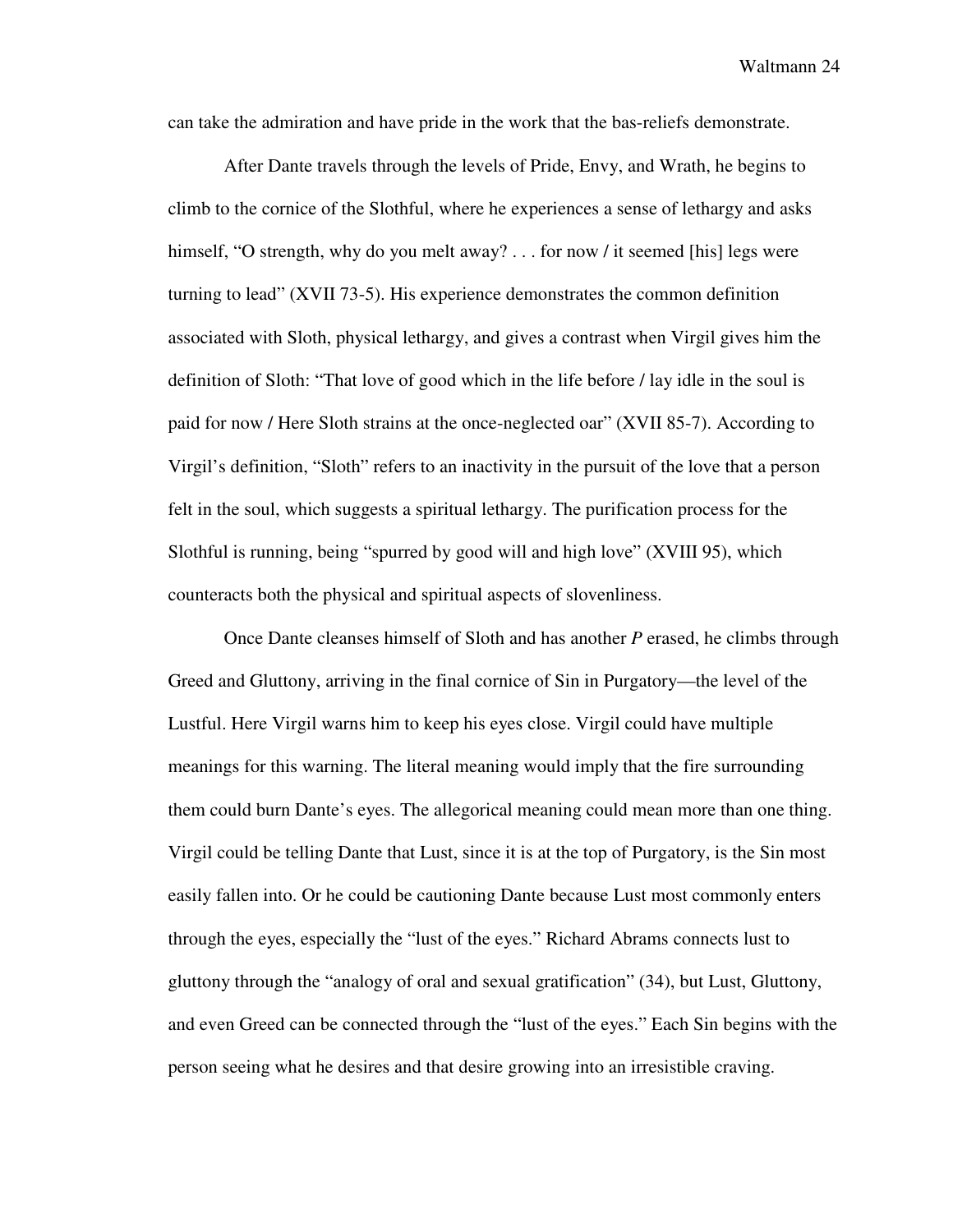can take the admiration and have pride in the work that the bas-reliefs demonstrate.

After Dante travels through the levels of Pride, Envy, and Wrath, he begins to climb to the cornice of the Slothful, where he experiences a sense of lethargy and asks himself, "O strength, why do you melt away? . . . for now / it seemed [his] legs were turning to lead" (XVII 73-5). His experience demonstrates the common definition associated with Sloth, physical lethargy, and gives a contrast when Virgil gives him the definition of Sloth: "That love of good which in the life before / lay idle in the soul is paid for now / Here Sloth strains at the once-neglected oar" (XVII 85-7). According to Virgil's definition, "Sloth" refers to an inactivity in the pursuit of the love that a person felt in the soul, which suggests a spiritual lethargy. The purification process for the Slothful is running, being "spurred by good will and high love" (XVIII 95), which counteracts both the physical and spiritual aspects of slovenliness.

Once Dante cleanses himself of Sloth and has another *P* erased, he climbs through Greed and Gluttony, arriving in the final cornice of Sin in Purgatory—the level of the Lustful. Here Virgil warns him to keep his eyes close. Virgil could have multiple meanings for this warning. The literal meaning would imply that the fire surrounding them could burn Dante's eyes. The allegorical meaning could mean more than one thing. Virgil could be telling Dante that Lust, since it is at the top of Purgatory, is the Sin most easily fallen into. Or he could be cautioning Dante because Lust most commonly enters through the eyes, especially the "lust of the eyes." Richard Abrams connects lust to gluttony through the "analogy of oral and sexual gratification" (34), but Lust, Gluttony, and even Greed can be connected through the "lust of the eyes." Each Sin begins with the person seeing what he desires and that desire growing into an irresistible craving.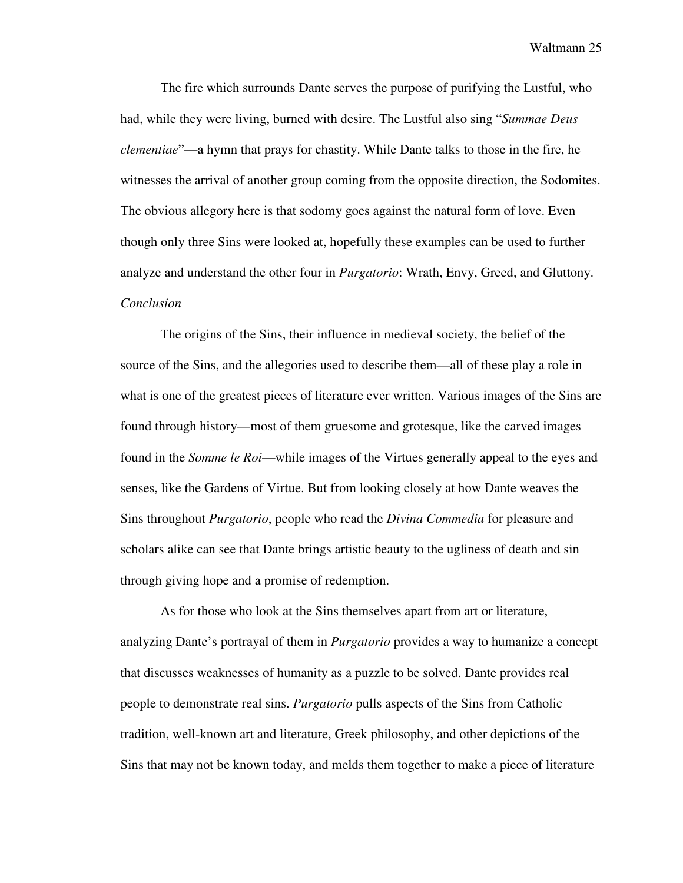The fire which surrounds Dante serves the purpose of purifying the Lustful, who had, while they were living, burned with desire. The Lustful also sing "*Summae Deus clementiae*"—a hymn that prays for chastity. While Dante talks to those in the fire, he witnesses the arrival of another group coming from the opposite direction, the Sodomites. The obvious allegory here is that sodomy goes against the natural form of love. Even though only three Sins were looked at, hopefully these examples can be used to further analyze and understand the other four in *Purgatorio*: Wrath, Envy, Greed, and Gluttony.

*Conclusion*

The origins of the Sins, their influence in medieval society, the belief of the source of the Sins, and the allegories used to describe them—all of these play a role in what is one of the greatest pieces of literature ever written. Various images of the Sins are found through history—most of them gruesome and grotesque, like the carved images found in the *Somme le Roi*—while images of the Virtues generally appeal to the eyes and senses, like the Gardens of Virtue. But from looking closely at how Dante weaves the Sins throughout *Purgatorio*, people who read the *Divina Commedia* for pleasure and scholars alike can see that Dante brings artistic beauty to the ugliness of death and sin through giving hope and a promise of redemption.

As for those who look at the Sins themselves apart from art or literature, analyzing Dante's portrayal of them in *Purgatorio* provides a way to humanize a concept that discusses weaknesses of humanity as a puzzle to be solved. Dante provides real people to demonstrate real sins. *Purgatorio* pulls aspects of the Sins from Catholic tradition, well-known art and literature, Greek philosophy, and other depictions of the Sins that may not be known today, and melds them together to make a piece of literature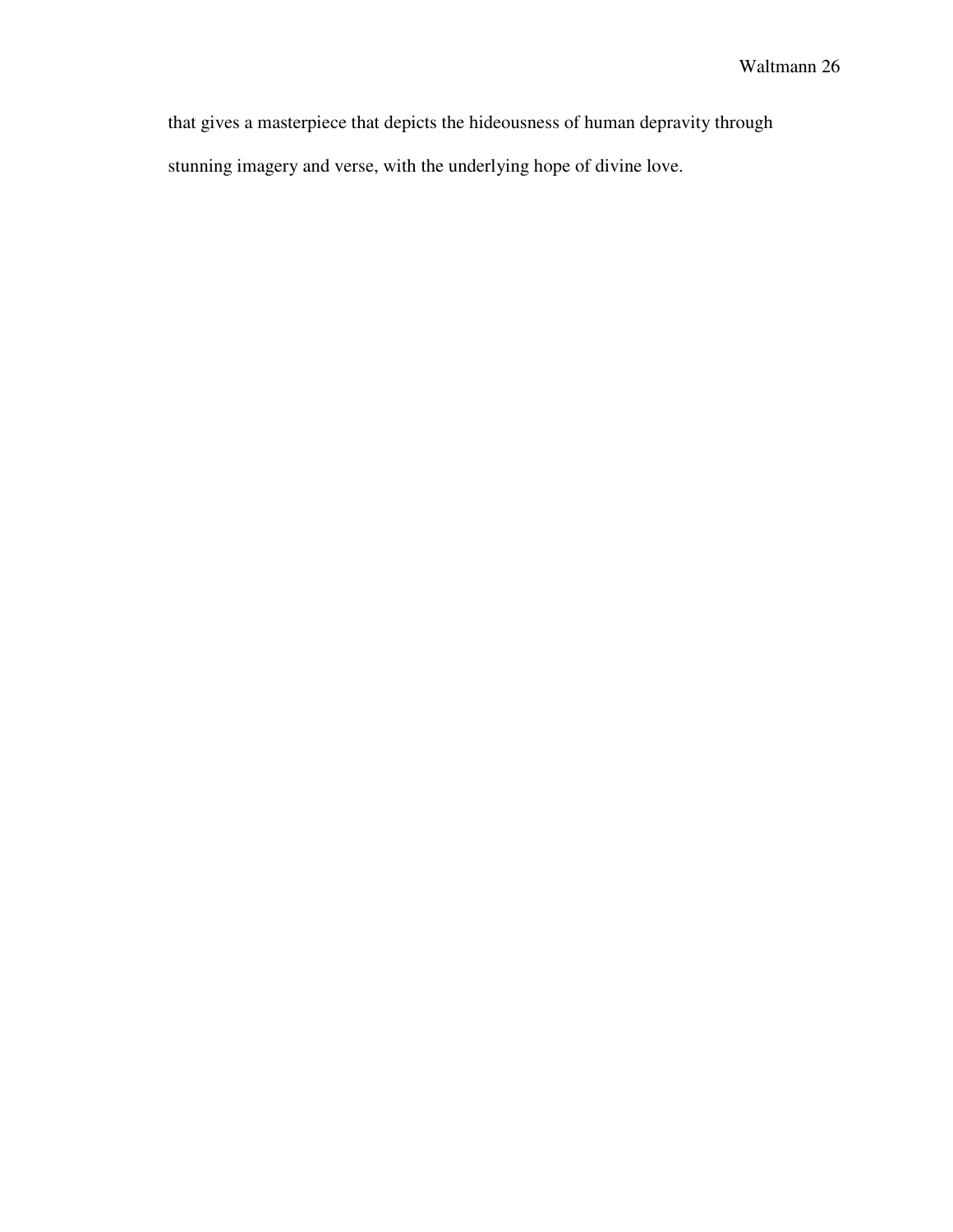that gives a masterpiece that depicts the hideousness of human depravity through stunning imagery and verse, with the underlying hope of divine love.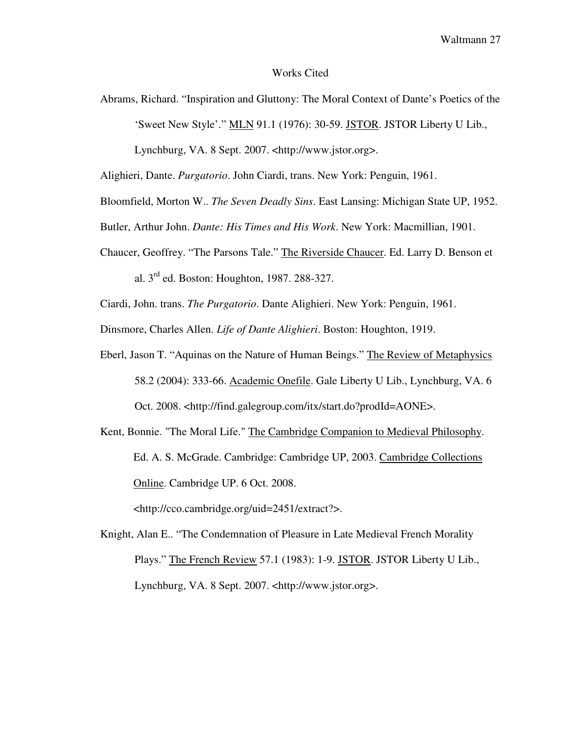# Works Cited

Abrams, Richard. "Inspiration and Gluttony: The Moral Context of Dante's Poetics of the 'Sweet New Style'." MLN 91.1 (1976): 30-59. JSTOR. JSTOR Liberty U Lib., Lynchburg, VA. 8 Sept. 2007. <http://www.jstor.org>.

Alighieri, Dante. *Purgatorio*. John Ciardi, trans. New York: Penguin, 1961.

Bloomfield, Morton W.. *The Seven Deadly Sins*. East Lansing: Michigan State UP, 1952.

Butler, Arthur John. *Dante: His Times and His Work*. New York: Macmillian, 1901.

Chaucer, Geoffrey. "The Parsons Tale." The Riverside Chaucer. Ed. Larry D. Benson et al. 3rd ed. Boston: Houghton, 1987. 288-327.

Ciardi, John. trans. *The Purgatorio*. Dante Alighieri. New York: Penguin, 1961.

Dinsmore, Charles Allen. *Life of Dante Alighieri*. Boston: Houghton, 1919.

Eberl, Jason T. "Aquinas on the Nature of Human Beings." The Review of Metaphysics 58.2 (2004): 333-66. Academic Onefile. Gale Liberty U Lib., Lynchburg, VA. 6 Oct. 2008. <http://find.galegroup.com/itx/start.do?prodId=AONE>.

Kent, Bonnie. "The Moral Life." The Cambridge Companion to Medieval Philosophy. Ed. A. S. McGrade. Cambridge: Cambridge UP, 2003. Cambridge Collections Online. Cambridge UP. 6 Oct. 2008. <http://cco.cambridge.org/uid=2451/extract?>.

Knight, Alan E.. "The Condemnation of Pleasure in Late Medieval French Morality Plays." The French Review 57.1 (1983): 1-9. JSTOR. JSTOR Liberty U Lib., Lynchburg, VA. 8 Sept. 2007. <http://www.jstor.org>.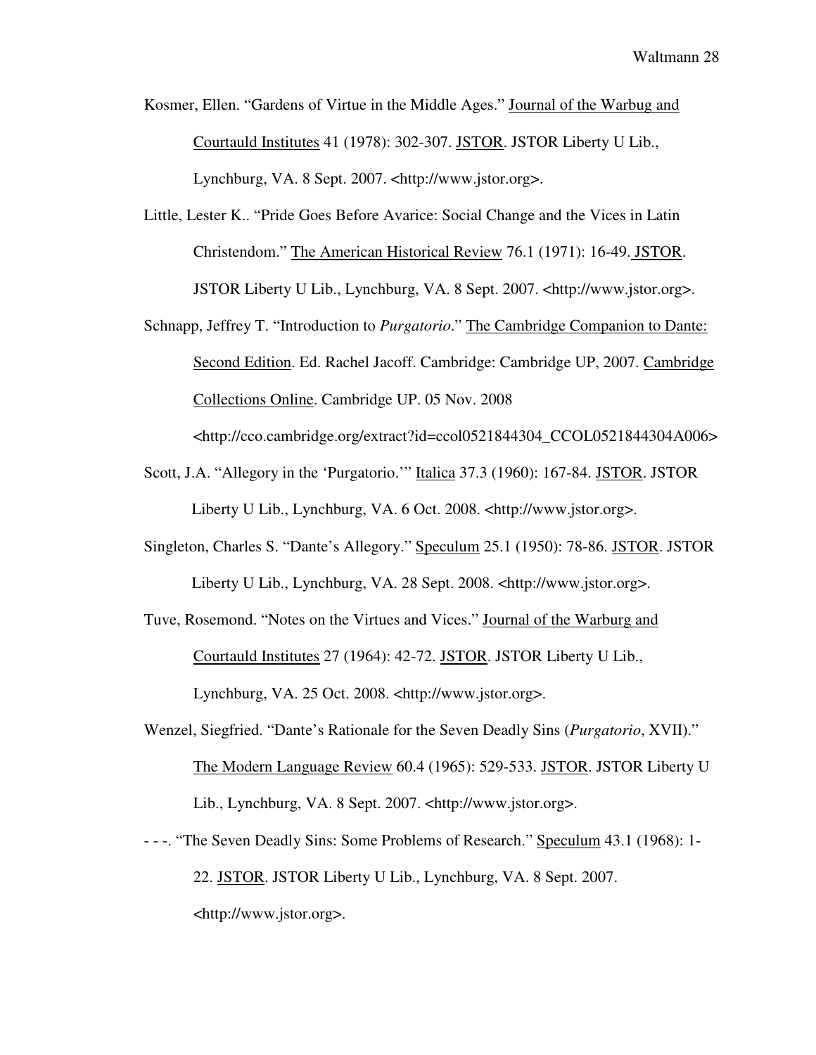Kosmer, Ellen. "Gardens of Virtue in the Middle Ages." Journal of the Warbug and Courtauld Institutes 41 (1978): 302-307. JSTOR. JSTOR Liberty U Lib., Lynchburg, VA. 8 Sept. 2007. <http://www.jstor.org>.

Little, Lester K.. "Pride Goes Before Avarice: Social Change and the Vices in Latin Christendom." The American Historical Review 76.1 (1971): 16-49. JSTOR. JSTOR Liberty U Lib., Lynchburg, VA. 8 Sept. 2007. <http://www.jstor.org>.

Schnapp, Jeffrey T. "Introduction to *Purgatorio*." The Cambridge Companion to Dante: Second Edition. Ed. Rachel Jacoff. Cambridge: Cambridge UP, 2007. Cambridge Collections Online. Cambridge UP. 05 Nov. 2008 <http://cco.cambridge.org/extract?id=ccol0521844304_CCOL0521844304A006>

Scott, J.A. "Allegory in the 'Purgatorio.'" Italica 37.3 (1960): 167-84. JSTOR. JSTOR Liberty U Lib., Lynchburg, VA. 6 Oct. 2008. <http://www.jstor.org>.

Singleton, Charles S. "Dante's Allegory." Speculum 25.1 (1950): 78-86. JSTOR. JSTOR Liberty U Lib., Lynchburg, VA. 28 Sept. 2008. <http://www.jstor.org>.

Tuve, Rosemond. "Notes on the Virtues and Vices." Journal of the Warburg and Courtauld Institutes 27 (1964): 42-72. JSTOR. JSTOR Liberty U Lib., Lynchburg, VA. 25 Oct. 2008. <http://www.jstor.org>.

Wenzel, Siegfried. "Dante's Rationale for the Seven Deadly Sins (*Purgatorio*, XVII)." The Modern Language Review 60.4 (1965): 529-533. JSTOR. JSTOR Liberty U Lib., Lynchburg, VA. 8 Sept. 2007. <http://www.jstor.org>.

- - -. "The Seven Deadly Sins: Some Problems of Research." Speculum 43.1 (1968): 1-22. JSTOR. JSTOR Liberty U Lib., Lynchburg, VA. 8 Sept. 2007. <http://www.jstor.org>.